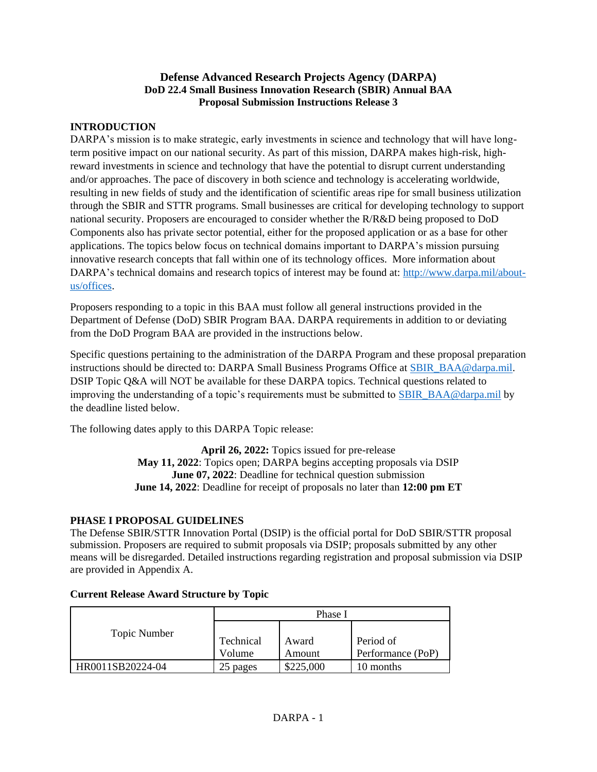# Defense Advanced Research Projects Agency (DARPA)
## DoD 22.4 Small Business Innovation Research (SBIR) Annual BAA
## Proposal Submission Instructions Release 3

### INTRODUCTION

DARPA's mission is to make strategic, early investments in science and technology that will have long-term positive impact on our national security. As part of this mission, DARPA makes high-risk, high-reward investments in science and technology that have the potential to disrupt current understanding and/or approaches. The pace of discovery in both science and technology is accelerating worldwide, resulting in new fields of study and the identification of scientific areas ripe for small business utilization through the SBIR and STTR programs. Small businesses are critical for developing technology to support national security. Proposers are encouraged to consider whether the R/R&D being proposed to DoD Components also has private sector potential, either for the proposed application or as a base for other applications. The topics below focus on technical domains important to DARPA's mission pursuing innovative research concepts that fall within one of its technology offices. More information about DARPA's technical domains and research topics of interest may be found at: [http://www.darpa.mil/about-us/offices](http://www.darpa.mil/about-us/offices).

Proposers responding to a topic in this BAA must follow all general instructions provided in the Department of Defense (DoD) SBIR Program BAA. DARPA requirements in addition to or deviating from the DoD Program BAA are provided in the instructions below.

Specific questions pertaining to the administration of the DARPA Program and these proposal preparation instructions should be directed to: DARPA Small Business Programs Office at SBIR_BAA@darpa.mil. DSIP Topic Q&A will NOT be available for these DARPA topics. Technical questions related to improving the understanding of a topic's requirements must be submitted to SBIR_BAA@darpa.mil by the deadline listed below.

The following dates apply to this DARPA Topic release:

**April 26, 2022:** Topics issued for pre-release
**May 11, 2022**: Topics open; DARPA begins accepting proposals via DSIP
**June 07, 2022**: Deadline for technical question submission
**June 14, 2022**: Deadline for receipt of proposals no later than **12:00 pm ET**

### PHASE I PROPOSAL GUIDELINES

The Defense SBIR/STTR Innovation Portal (DSIP) is the official portal for DoD SBIR/STTR proposal submission. Proposers are required to submit proposals via DSIP; proposals submitted by any other means will be disregarded. Detailed instructions regarding registration and proposal submission via DSIP are provided in Appendix A.

**Current Release Award Structure by Topic**

| Topic Number | Phase I | | |
|---|---|---|---|
| | Technical Volume | Award Amount | Period of Performance (PoP) |
| HR0011SB20224-04 | 25 pages | $225,000 | 10 months |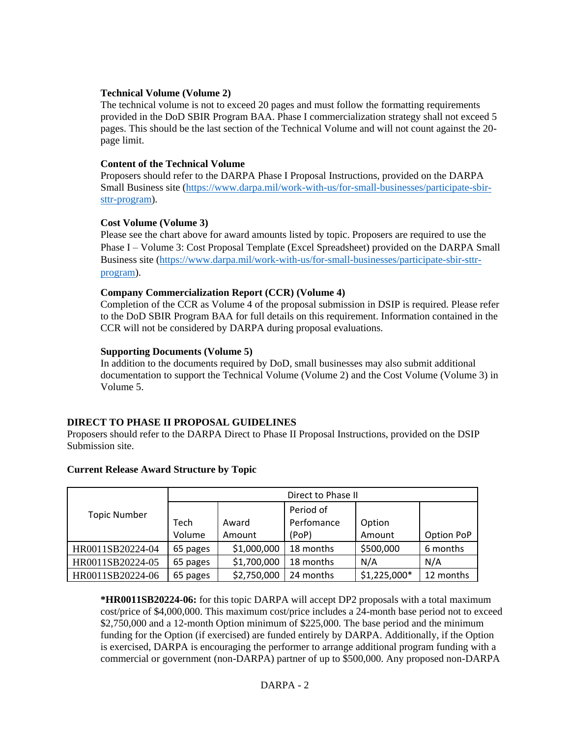**Technical Volume (Volume 2)**
The technical volume is not to exceed 20 pages and must follow the formatting requirements provided in the DoD SBIR Program BAA. Phase I commercialization strategy shall not exceed 5 pages. This should be the last section of the Technical Volume and will not count against the 20-page limit.

**Content of the Technical Volume**
Proposers should refer to the DARPA Phase I Proposal Instructions, provided on the DARPA Small Business site (https://www.darpa.mil/work-with-us/for-small-businesses/participate-sbir-sttr-program).

**Cost Volume (Volume 3)**
Please see the chart above for award amounts listed by topic. Proposers are required to use the Phase I – Volume 3: Cost Proposal Template (Excel Spreadsheet) provided on the DARPA Small Business site (https://www.darpa.mil/work-with-us/for-small-businesses/participate-sbir-sttr-program).

**Company Commercialization Report (CCR) (Volume 4)**
Completion of the CCR as Volume 4 of the proposal submission in DSIP is required. Please refer to the DoD SBIR Program BAA for full details on this requirement. Information contained in the CCR will not be considered by DARPA during proposal evaluations.

**Supporting Documents (Volume 5)**
In addition to the documents required by DoD, small businesses may also submit additional documentation to support the Technical Volume (Volume 2) and the Cost Volume (Volume 3) in Volume 5.

## DIRECT TO PHASE II PROPOSAL GUIDELINES

Proposers should refer to the DARPA Direct to Phase II Proposal Instructions, provided on the DSIP Submission site.

**Current Release Award Structure by Topic**

| Topic Number | Direct to Phase II | | | | |
|---|---|---|---|---|---|
| | Tech Volume | Award Amount | Period of Perfomance (PoP) | Option Amount | Option PoP |
| HR0011SB20224-04 | 65 pages | $1,000,000 | 18 months | $500,000 | 6 months |
| HR0011SB20224-05 | 65 pages | $1,700,000 | 18 months | N/A | N/A |
| HR0011SB20224-06 | 65 pages | $2,750,000 | 24 months | $1,225,000* | 12 months |

***HR0011SB20224-06:** for this topic DARPA will accept DP2 proposals with a total maximum cost/price of $4,000,000. This maximum cost/price includes a 24-month base period not to exceed $2,750,000 and a 12-month Option minimum of $225,000. The base period and the minimum funding for the Option (if exercised) are funded entirely by DARPA. Additionally, if the Option is exercised, DARPA is encouraging the performer to arrange additional program funding with a commercial or government (non-DARPA) partner of up to $500,000. Any proposed non-DARPA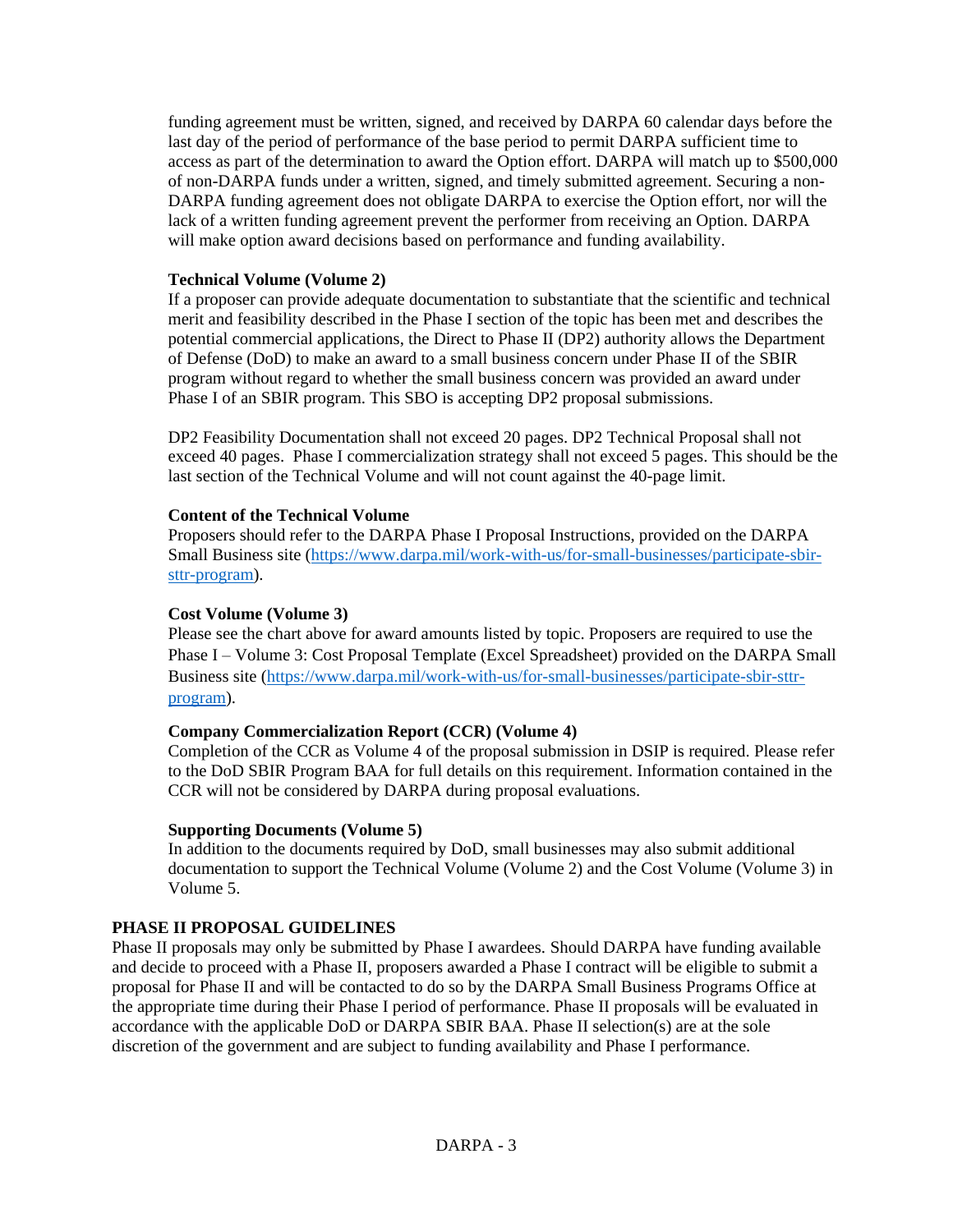funding agreement must be written, signed, and received by DARPA 60 calendar days before the last day of the period of performance of the base period to permit DARPA sufficient time to access as part of the determination to award the Option effort. DARPA will match up to $500,000 of non-DARPA funds under a written, signed, and timely submitted agreement. Securing a non-DARPA funding agreement does not obligate DARPA to exercise the Option effort, nor will the lack of a written funding agreement prevent the performer from receiving an Option. DARPA will make option award decisions based on performance and funding availability.

**Technical Volume (Volume 2)**

If a proposer can provide adequate documentation to substantiate that the scientific and technical merit and feasibility described in the Phase I section of the topic has been met and describes the potential commercial applications, the Direct to Phase II (DP2) authority allows the Department of Defense (DoD) to make an award to a small business concern under Phase II of the SBIR program without regard to whether the small business concern was provided an award under Phase I of an SBIR program. This SBO is accepting DP2 proposal submissions.

DP2 Feasibility Documentation shall not exceed 20 pages. DP2 Technical Proposal shall not exceed 40 pages. Phase I commercialization strategy shall not exceed 5 pages. This should be the last section of the Technical Volume and will not count against the 40-page limit.

**Content of the Technical Volume**

Proposers should refer to the DARPA Phase I Proposal Instructions, provided on the DARPA Small Business site (https://www.darpa.mil/work-with-us/for-small-businesses/participate-sbir-sttr-program).

**Cost Volume (Volume 3)**

Please see the chart above for award amounts listed by topic. Proposers are required to use the Phase I – Volume 3: Cost Proposal Template (Excel Spreadsheet) provided on the DARPA Small Business site (https://www.darpa.mil/work-with-us/for-small-businesses/participate-sbir-sttr-program).

**Company Commercialization Report (CCR) (Volume 4)**

Completion of the CCR as Volume 4 of the proposal submission in DSIP is required. Please refer to the DoD SBIR Program BAA for full details on this requirement. Information contained in the CCR will not be considered by DARPA during proposal evaluations.

**Supporting Documents (Volume 5)**

In addition to the documents required by DoD, small businesses may also submit additional documentation to support the Technical Volume (Volume 2) and the Cost Volume (Volume 3) in Volume 5.

## PHASE II PROPOSAL GUIDELINES

Phase II proposals may only be submitted by Phase I awardees. Should DARPA have funding available and decide to proceed with a Phase II, proposers awarded a Phase I contract will be eligible to submit a proposal for Phase II and will be contacted to do so by the DARPA Small Business Programs Office at the appropriate time during their Phase I period of performance. Phase II proposals will be evaluated in accordance with the applicable DoD or DARPA SBIR BAA. Phase II selection(s) are at the sole discretion of the government and are subject to funding availability and Phase I performance.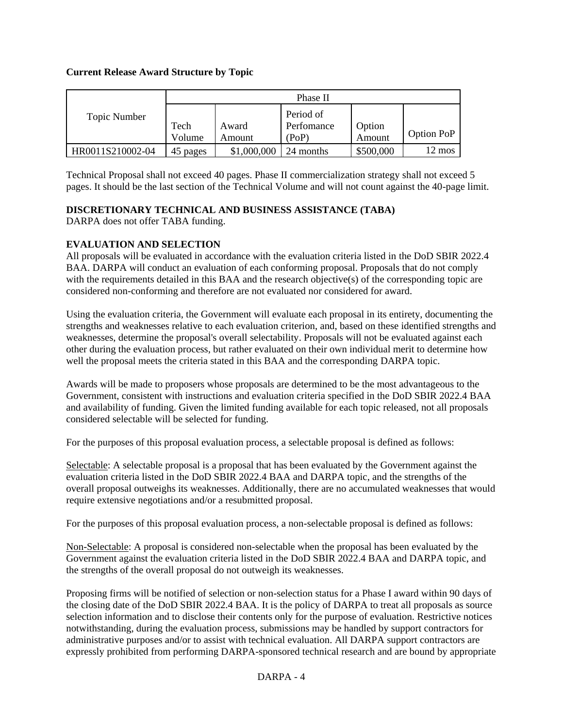**Current Release Award Structure by Topic**

| Topic Number | Phase II | | | | |
|---|---|---|---|---|---|
| | Tech Volume | Award Amount | Period of Perfomance (PoP) | Option Amount | Option PoP |
| HR0011S210002-04 | 45 pages | $1,000,000 | 24 months | $500,000 | 12 mos |

Technical Proposal shall not exceed 40 pages. Phase II commercialization strategy shall not exceed 5 pages. It should be the last section of the Technical Volume and will not count against the 40-page limit.

**DISCRETIONARY TECHNICAL AND BUSINESS ASSISTANCE (TABA)**
DARPA does not offer TABA funding.

**EVALUATION AND SELECTION**
All proposals will be evaluated in accordance with the evaluation criteria listed in the DoD SBIR 2022.4 BAA. DARPA will conduct an evaluation of each conforming proposal. Proposals that do not comply with the requirements detailed in this BAA and the research objective(s) of the corresponding topic are considered non-conforming and therefore are not evaluated nor considered for award.

Using the evaluation criteria, the Government will evaluate each proposal in its entirety, documenting the strengths and weaknesses relative to each evaluation criterion, and, based on these identified strengths and weaknesses, determine the proposal's overall selectability. Proposals will not be evaluated against each other during the evaluation process, but rather evaluated on their own individual merit to determine how well the proposal meets the criteria stated in this BAA and the corresponding DARPA topic.

Awards will be made to proposers whose proposals are determined to be the most advantageous to the Government, consistent with instructions and evaluation criteria specified in the DoD SBIR 2022.4 BAA and availability of funding. Given the limited funding available for each topic released, not all proposals considered selectable will be selected for funding.

For the purposes of this proposal evaluation process, a selectable proposal is defined as follows:

Selectable: A selectable proposal is a proposal that has been evaluated by the Government against the evaluation criteria listed in the DoD SBIR 2022.4 BAA and DARPA topic, and the strengths of the overall proposal outweighs its weaknesses. Additionally, there are no accumulated weaknesses that would require extensive negotiations and/or a resubmitted proposal.

For the purposes of this proposal evaluation process, a non-selectable proposal is defined as follows:

Non-Selectable: A proposal is considered non-selectable when the proposal has been evaluated by the Government against the evaluation criteria listed in the DoD SBIR 2022.4 BAA and DARPA topic, and the strengths of the overall proposal do not outweigh its weaknesses.

Proposing firms will be notified of selection or non-selection status for a Phase I award within 90 days of the closing date of the DoD SBIR 2022.4 BAA. It is the policy of DARPA to treat all proposals as source selection information and to disclose their contents only for the purpose of evaluation. Restrictive notices notwithstanding, during the evaluation process, submissions may be handled by support contractors for administrative purposes and/or to assist with technical evaluation. All DARPA support contractors are expressly prohibited from performing DARPA-sponsored technical research and are bound by appropriate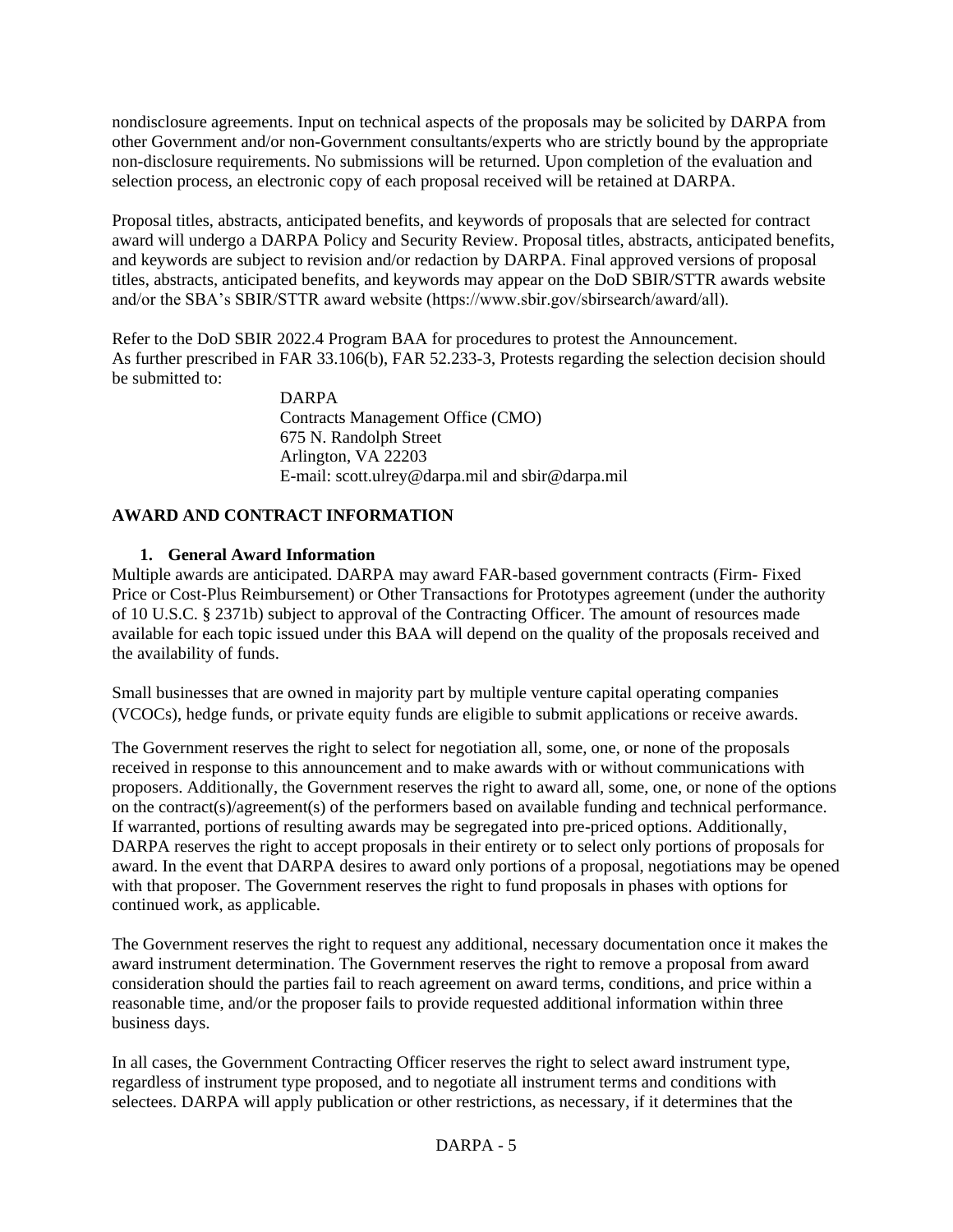nondisclosure agreements. Input on technical aspects of the proposals may be solicited by DARPA from other Government and/or non-Government consultants/experts who are strictly bound by the appropriate non-disclosure requirements. No submissions will be returned. Upon completion of the evaluation and selection process, an electronic copy of each proposal received will be retained at DARPA.

Proposal titles, abstracts, anticipated benefits, and keywords of proposals that are selected for contract award will undergo a DARPA Policy and Security Review. Proposal titles, abstracts, anticipated benefits, and keywords are subject to revision and/or redaction by DARPA. Final approved versions of proposal titles, abstracts, anticipated benefits, and keywords may appear on the DoD SBIR/STTR awards website and/or the SBA's SBIR/STTR award website (https://www.sbir.gov/sbirsearch/award/all).

Refer to the DoD SBIR 2022.4 Program BAA for procedures to protest the Announcement.
As further prescribed in FAR 33.106(b), FAR 52.233-3, Protests regarding the selection decision should be submitted to:

> DARPA
> Contracts Management Office (CMO)
> 675 N. Randolph Street
> Arlington, VA 22203
> E-mail: scott.ulrey@darpa.mil and sbir@darpa.mil

## AWARD AND CONTRACT INFORMATION

### 1. General Award Information

Multiple awards are anticipated. DARPA may award FAR-based government contracts (Firm- Fixed Price or Cost-Plus Reimbursement) or Other Transactions for Prototypes agreement (under the authority of 10 U.S.C. § 2371b) subject to approval of the Contracting Officer. The amount of resources made available for each topic issued under this BAA will depend on the quality of the proposals received and the availability of funds.

Small businesses that are owned in majority part by multiple venture capital operating companies (VCOCs), hedge funds, or private equity funds are eligible to submit applications or receive awards.

The Government reserves the right to select for negotiation all, some, one, or none of the proposals received in response to this announcement and to make awards with or without communications with proposers. Additionally, the Government reserves the right to award all, some, one, or none of the options on the contract(s)/agreement(s) of the performers based on available funding and technical performance. If warranted, portions of resulting awards may be segregated into pre-priced options. Additionally, DARPA reserves the right to accept proposals in their entirety or to select only portions of proposals for award. In the event that DARPA desires to award only portions of a proposal, negotiations may be opened with that proposer. The Government reserves the right to fund proposals in phases with options for continued work, as applicable.

The Government reserves the right to request any additional, necessary documentation once it makes the award instrument determination. The Government reserves the right to remove a proposal from award consideration should the parties fail to reach agreement on award terms, conditions, and price within a reasonable time, and/or the proposer fails to provide requested additional information within three business days.

In all cases, the Government Contracting Officer reserves the right to select award instrument type, regardless of instrument type proposed, and to negotiate all instrument terms and conditions with selectees. DARPA will apply publication or other restrictions, as necessary, if it determines that the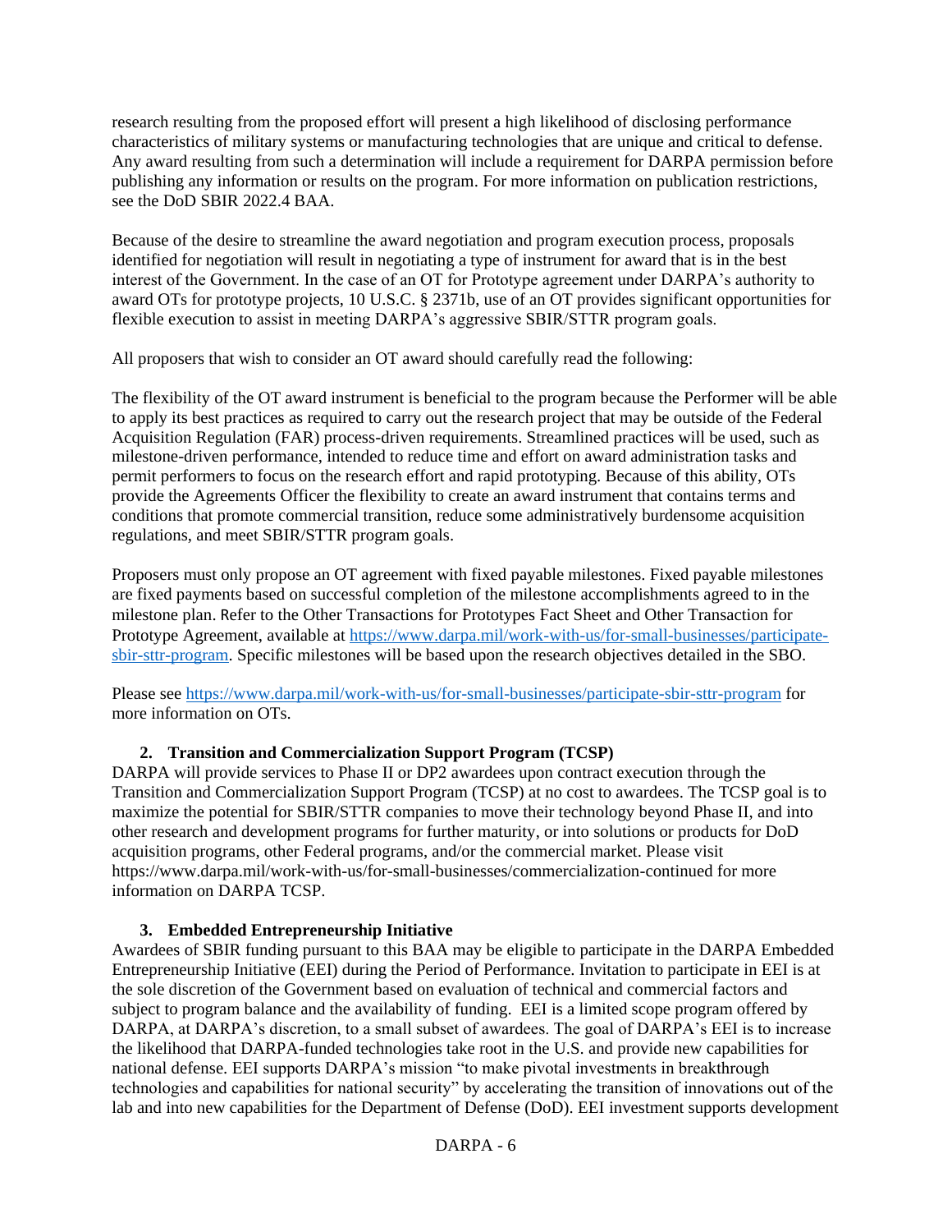research resulting from the proposed effort will present a high likelihood of disclosing performance characteristics of military systems or manufacturing technologies that are unique and critical to defense. Any award resulting from such a determination will include a requirement for DARPA permission before publishing any information or results on the program. For more information on publication restrictions, see the DoD SBIR 2022.4 BAA.

Because of the desire to streamline the award negotiation and program execution process, proposals identified for negotiation will result in negotiating a type of instrument for award that is in the best interest of the Government. In the case of an OT for Prototype agreement under DARPA's authority to award OTs for prototype projects, 10 U.S.C. § 2371b, use of an OT provides significant opportunities for flexible execution to assist in meeting DARPA's aggressive SBIR/STTR program goals.

All proposers that wish to consider an OT award should carefully read the following:

The flexibility of the OT award instrument is beneficial to the program because the Performer will be able to apply its best practices as required to carry out the research project that may be outside of the Federal Acquisition Regulation (FAR) process-driven requirements. Streamlined practices will be used, such as milestone-driven performance, intended to reduce time and effort on award administration tasks and permit performers to focus on the research effort and rapid prototyping. Because of this ability, OTs provide the Agreements Officer the flexibility to create an award instrument that contains terms and conditions that promote commercial transition, reduce some administratively burdensome acquisition regulations, and meet SBIR/STTR program goals.

Proposers must only propose an OT agreement with fixed payable milestones. Fixed payable milestones are fixed payments based on successful completion of the milestone accomplishments agreed to in the milestone plan. Refer to the Other Transactions for Prototypes Fact Sheet and Other Transaction for Prototype Agreement, available at [https://www.darpa.mil/work-with-us/for-small-businesses/participate-sbir-sttr-program](https://www.darpa.mil/work-with-us/for-small-businesses/participate-sbir-sttr-program). Specific milestones will be based upon the research objectives detailed in the SBO.

Please see [https://www.darpa.mil/work-with-us/for-small-businesses/participate-sbir-sttr-program](https://www.darpa.mil/work-with-us/for-small-businesses/participate-sbir-sttr-program) for more information on OTs.

### 2. Transition and Commercialization Support Program (TCSP)

DARPA will provide services to Phase II or DP2 awardees upon contract execution through the Transition and Commercialization Support Program (TCSP) at no cost to awardees. The TCSP goal is to maximize the potential for SBIR/STTR companies to move their technology beyond Phase II, and into other research and development programs for further maturity, or into solutions or products for DoD acquisition programs, other Federal programs, and/or the commercial market. Please visit https://www.darpa.mil/work-with-us/for-small-businesses/commercialization-continued for more information on DARPA TCSP.

### 3. Embedded Entrepreneurship Initiative

Awardees of SBIR funding pursuant to this BAA may be eligible to participate in the DARPA Embedded Entrepreneurship Initiative (EEI) during the Period of Performance. Invitation to participate in EEI is at the sole discretion of the Government based on evaluation of technical and commercial factors and subject to program balance and the availability of funding. EEI is a limited scope program offered by DARPA, at DARPA's discretion, to a small subset of awardees. The goal of DARPA's EEI is to increase the likelihood that DARPA-funded technologies take root in the U.S. and provide new capabilities for national defense. EEI supports DARPA's mission "to make pivotal investments in breakthrough technologies and capabilities for national security" by accelerating the transition of innovations out of the lab and into new capabilities for the Department of Defense (DoD). EEI investment supports development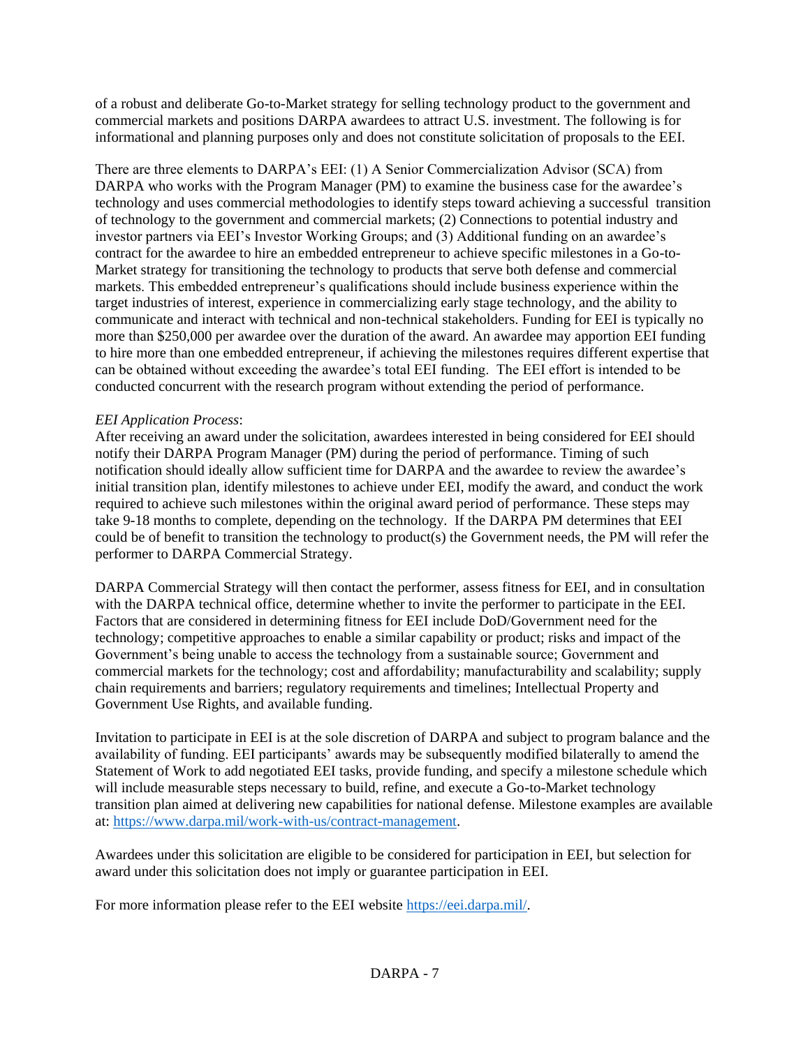of a robust and deliberate Go-to-Market strategy for selling technology product to the government and commercial markets and positions DARPA awardees to attract U.S. investment. The following is for informational and planning purposes only and does not constitute solicitation of proposals to the EEI.

There are three elements to DARPA's EEI: (1) A Senior Commercialization Advisor (SCA) from DARPA who works with the Program Manager (PM) to examine the business case for the awardee's technology and uses commercial methodologies to identify steps toward achieving a successful transition of technology to the government and commercial markets; (2) Connections to potential industry and investor partners via EEI's Investor Working Groups; and (3) Additional funding on an awardee's contract for the awardee to hire an embedded entrepreneur to achieve specific milestones in a Go-to-Market strategy for transitioning the technology to products that serve both defense and commercial markets. This embedded entrepreneur's qualifications should include business experience within the target industries of interest, experience in commercializing early stage technology, and the ability to communicate and interact with technical and non-technical stakeholders. Funding for EEI is typically no more than $250,000 per awardee over the duration of the award. An awardee may apportion EEI funding to hire more than one embedded entrepreneur, if achieving the milestones requires different expertise that can be obtained without exceeding the awardee's total EEI funding. The EEI effort is intended to be conducted concurrent with the research program without extending the period of performance.

*EEI Application Process*:
After receiving an award under the solicitation, awardees interested in being considered for EEI should notify their DARPA Program Manager (PM) during the period of performance. Timing of such notification should ideally allow sufficient time for DARPA and the awardee to review the awardee's initial transition plan, identify milestones to achieve under EEI, modify the award, and conduct the work required to achieve such milestones within the original award period of performance. These steps may take 9-18 months to complete, depending on the technology. If the DARPA PM determines that EEI could be of benefit to transition the technology to product(s) the Government needs, the PM will refer the performer to DARPA Commercial Strategy.

DARPA Commercial Strategy will then contact the performer, assess fitness for EEI, and in consultation with the DARPA technical office, determine whether to invite the performer to participate in the EEI. Factors that are considered in determining fitness for EEI include DoD/Government need for the technology; competitive approaches to enable a similar capability or product; risks and impact of the Government's being unable to access the technology from a sustainable source; Government and commercial markets for the technology; cost and affordability; manufacturability and scalability; supply chain requirements and barriers; regulatory requirements and timelines; Intellectual Property and Government Use Rights, and available funding.

Invitation to participate in EEI is at the sole discretion of DARPA and subject to program balance and the availability of funding. EEI participants' awards may be subsequently modified bilaterally to amend the Statement of Work to add negotiated EEI tasks, provide funding, and specify a milestone schedule which will include measurable steps necessary to build, refine, and execute a Go-to-Market technology transition plan aimed at delivering new capabilities for national defense. Milestone examples are available at: https://www.darpa.mil/work-with-us/contract-management.

Awardees under this solicitation are eligible to be considered for participation in EEI, but selection for award under this solicitation does not imply or guarantee participation in EEI.

For more information please refer to the EEI website https://eei.darpa.mil/.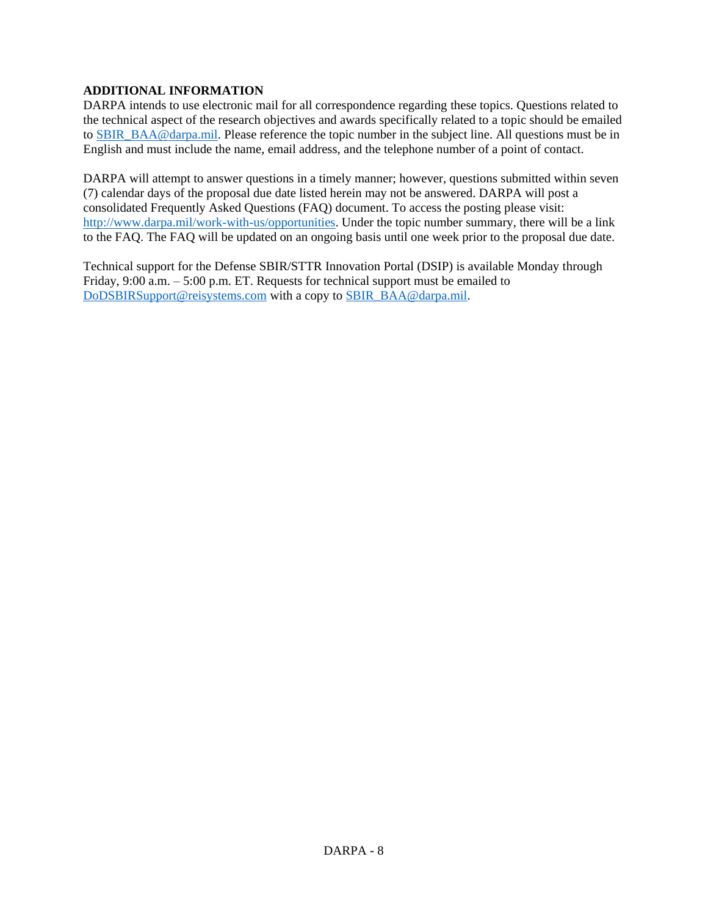**ADDITIONAL INFORMATION**

DARPA intends to use electronic mail for all correspondence regarding these topics. Questions related to the technical aspect of the research objectives and awards specifically related to a topic should be emailed to SBIR_BAA@darpa.mil. Please reference the topic number in the subject line. All questions must be in English and must include the name, email address, and the telephone number of a point of contact.

DARPA will attempt to answer questions in a timely manner; however, questions submitted within seven (7) calendar days of the proposal due date listed herein may not be answered. DARPA will post a consolidated Frequently Asked Questions (FAQ) document. To access the posting please visit: http://www.darpa.mil/work-with-us/opportunities. Under the topic number summary, there will be a link to the FAQ. The FAQ will be updated on an ongoing basis until one week prior to the proposal due date.

Technical support for the Defense SBIR/STTR Innovation Portal (DSIP) is available Monday through Friday, 9:00 a.m. – 5:00 p.m. ET. Requests for technical support must be emailed to DoDSBIRSupport@reisystems.com with a copy to SBIR_BAA@darpa.mil.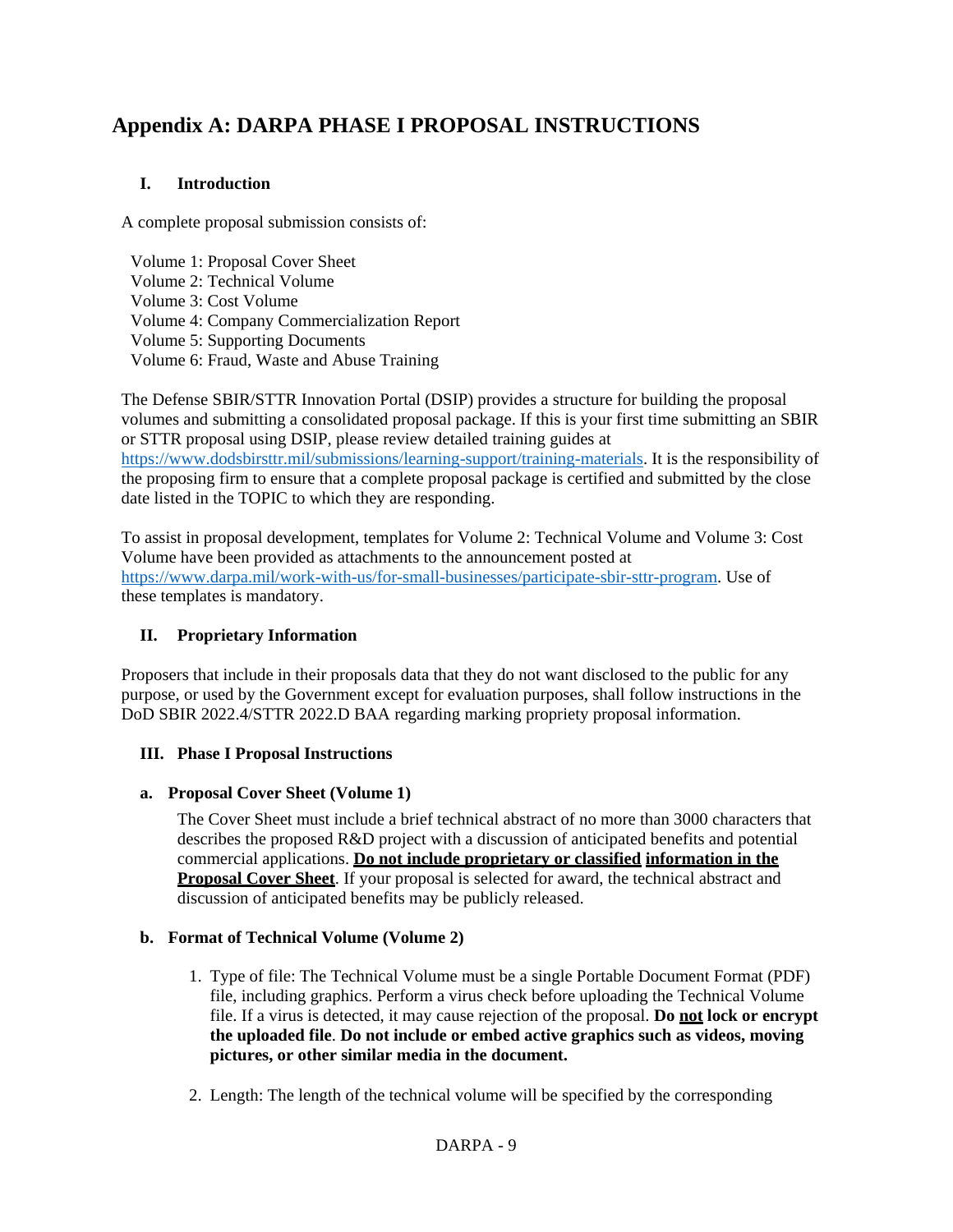# Appendix A: DARPA PHASE I PROPOSAL INSTRUCTIONS

## I. Introduction

A complete proposal submission consists of:

Volume 1: Proposal Cover Sheet
Volume 2: Technical Volume
Volume 3: Cost Volume
Volume 4: Company Commercialization Report
Volume 5: Supporting Documents
Volume 6: Fraud, Waste and Abuse Training

The Defense SBIR/STTR Innovation Portal (DSIP) provides a structure for building the proposal volumes and submitting a consolidated proposal package. If this is your first time submitting an SBIR or STTR proposal using DSIP, please review detailed training guides at https://www.dodsbirsttr.mil/submissions/learning-support/training-materials. It is the responsibility of the proposing firm to ensure that a complete proposal package is certified and submitted by the close date listed in the TOPIC to which they are responding.

To assist in proposal development, templates for Volume 2: Technical Volume and Volume 3: Cost Volume have been provided as attachments to the announcement posted at https://www.darpa.mil/work-with-us/for-small-businesses/participate-sbir-sttr-program. Use of these templates is mandatory.

## II. Proprietary Information

Proposers that include in their proposals data that they do not want disclosed to the public for any purpose, or used by the Government except for evaluation purposes, shall follow instructions in the DoD SBIR 2022.4/STTR 2022.D BAA regarding marking propriety proposal information.

## III. Phase I Proposal Instructions

### a. Proposal Cover Sheet (Volume 1)

The Cover Sheet must include a brief technical abstract of no more than 3000 characters that describes the proposed R&D project with a discussion of anticipated benefits and potential commercial applications. **Do not include proprietary or classified information in the Proposal Cover Sheet**. If your proposal is selected for award, the technical abstract and discussion of anticipated benefits may be publicly released.

### b. Format of Technical Volume (Volume 2)

1. Type of file: The Technical Volume must be a single Portable Document Format (PDF) file, including graphics. Perform a virus check before uploading the Technical Volume file. If a virus is detected, it may cause rejection of the proposal. **Do not lock or encrypt the uploaded file**. **Do not include or embed active graphics such as videos, moving pictures, or other similar media in the document.**

2. Length: The length of the technical volume will be specified by the corresponding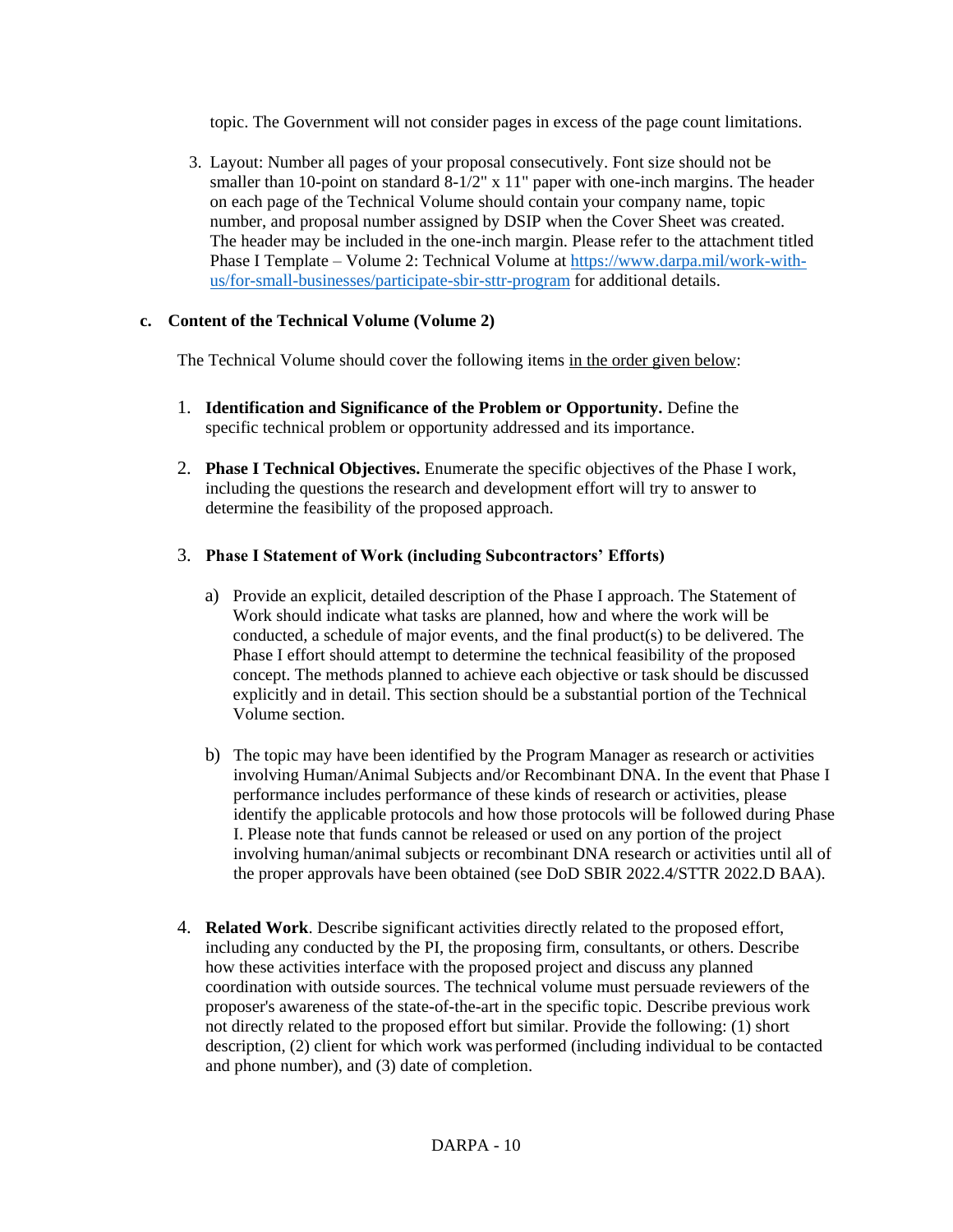topic. The Government will not consider pages in excess of the page count limitations.

3. Layout: Number all pages of your proposal consecutively. Font size should not be smaller than 10-point on standard 8-1/2" x 11" paper with one-inch margins. The header on each page of the Technical Volume should contain your company name, topic number, and proposal number assigned by DSIP when the Cover Sheet was created. The header may be included in the one-inch margin. Please refer to the attachment titled Phase I Template – Volume 2: Technical Volume at [https://www.darpa.mil/work-with-us/for-small-businesses/participate-sbir-sttr-program](https://www.darpa.mil/work-with-us/for-small-businesses/participate-sbir-sttr-program) for additional details.

**c. Content of the Technical Volume (Volume 2)**

The Technical Volume should cover the following items <u>in the order given below</u>:

1. **Identification and Significance of the Problem or Opportunity.** Define the specific technical problem or opportunity addressed and its importance.

2. **Phase I Technical Objectives.** Enumerate the specific objectives of the Phase I work, including the questions the research and development effort will try to answer to determine the feasibility of the proposed approach.

3. **Phase I Statement of Work (including Subcontractors' Efforts)**

   a) Provide an explicit, detailed description of the Phase I approach. The Statement of Work should indicate what tasks are planned, how and where the work will be conducted, a schedule of major events, and the final product(s) to be delivered. The Phase I effort should attempt to determine the technical feasibility of the proposed concept. The methods planned to achieve each objective or task should be discussed explicitly and in detail. This section should be a substantial portion of the Technical Volume section.

   b) The topic may have been identified by the Program Manager as research or activities involving Human/Animal Subjects and/or Recombinant DNA. In the event that Phase I performance includes performance of these kinds of research or activities, please identify the applicable protocols and how those protocols will be followed during Phase I. Please note that funds cannot be released or used on any portion of the project involving human/animal subjects or recombinant DNA research or activities until all of the proper approvals have been obtained (see DoD SBIR 2022.4/STTR 2022.D BAA).

4. **Related Work**. Describe significant activities directly related to the proposed effort, including any conducted by the PI, the proposing firm, consultants, or others. Describe how these activities interface with the proposed project and discuss any planned coordination with outside sources. The technical volume must persuade reviewers of the proposer's awareness of the state-of-the-art in the specific topic. Describe previous work not directly related to the proposed effort but similar. Provide the following: (1) short description, (2) client for which work was performed (including individual to be contacted and phone number), and (3) date of completion.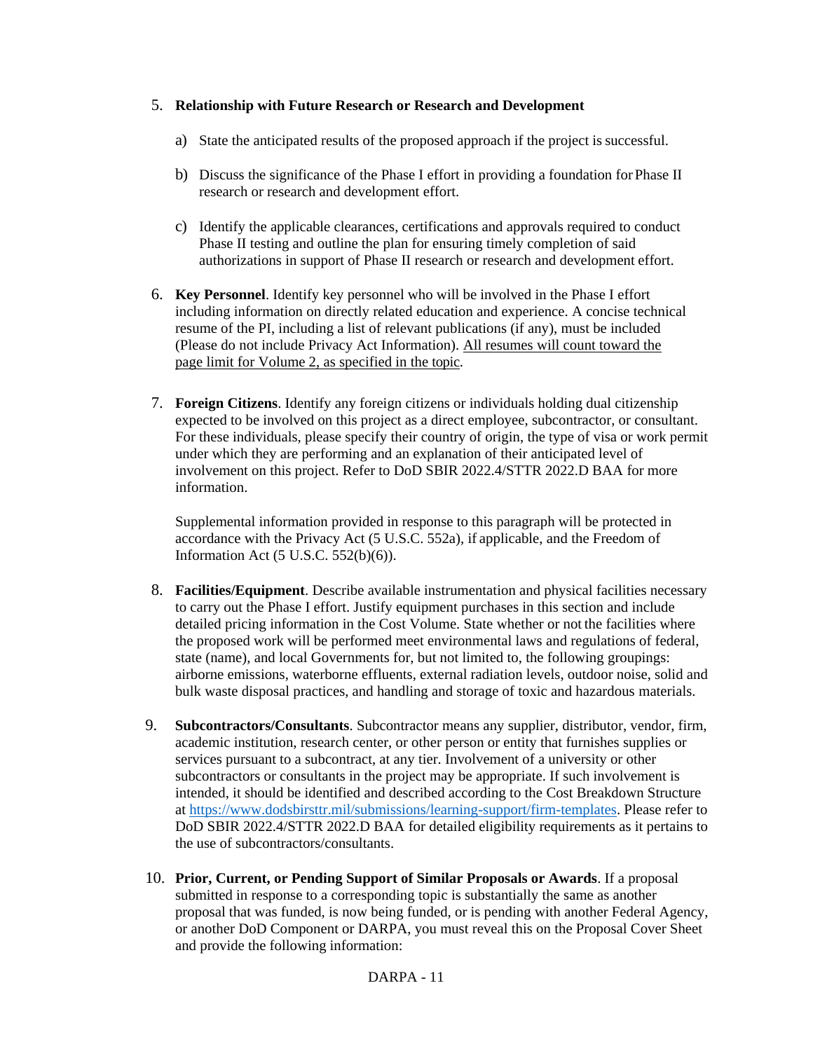5. **Relationship with Future Research or Research and Development**

   a) State the anticipated results of the proposed approach if the project is successful.

   b) Discuss the significance of the Phase I effort in providing a foundation for Phase II research or research and development effort.

   c) Identify the applicable clearances, certifications and approvals required to conduct Phase II testing and outline the plan for ensuring timely completion of said authorizations in support of Phase II research or research and development effort.

6. **Key Personnel**. Identify key personnel who will be involved in the Phase I effort including information on directly related education and experience. A concise technical resume of the PI, including a list of relevant publications (if any), must be included (Please do not include Privacy Act Information). <u>All resumes will count toward the page limit for Volume 2, as specified in the topic</u>.

7. **Foreign Citizens**. Identify any foreign citizens or individuals holding dual citizenship expected to be involved on this project as a direct employee, subcontractor, or consultant. For these individuals, please specify their country of origin, the type of visa or work permit under which they are performing and an explanation of their anticipated level of involvement on this project. Refer to DoD SBIR 2022.4/STTR 2022.D BAA for more information.

   Supplemental information provided in response to this paragraph will be protected in accordance with the Privacy Act (5 U.S.C. 552a), if applicable, and the Freedom of Information Act (5 U.S.C. 552(b)(6)).

8. **Facilities/Equipment**. Describe available instrumentation and physical facilities necessary to carry out the Phase I effort. Justify equipment purchases in this section and include detailed pricing information in the Cost Volume. State whether or not the facilities where the proposed work will be performed meet environmental laws and regulations of federal, state (name), and local Governments for, but not limited to, the following groupings: airborne emissions, waterborne effluents, external radiation levels, outdoor noise, solid and bulk waste disposal practices, and handling and storage of toxic and hazardous materials.

9. **Subcontractors/Consultants**. Subcontractor means any supplier, distributor, vendor, firm, academic institution, research center, or other person or entity that furnishes supplies or services pursuant to a subcontract, at any tier. Involvement of a university or other subcontractors or consultants in the project may be appropriate. If such involvement is intended, it should be identified and described according to the Cost Breakdown Structure at https://www.dodsbirsttr.mil/submissions/learning-support/firm-templates. Please refer to DoD SBIR 2022.4/STTR 2022.D BAA for detailed eligibility requirements as it pertains to the use of subcontractors/consultants.

10. **Prior, Current, or Pending Support of Similar Proposals or Awards**. If a proposal submitted in response to a corresponding topic is substantially the same as another proposal that was funded, is now being funded, or is pending with another Federal Agency, or another DoD Component or DARPA, you must reveal this on the Proposal Cover Sheet and provide the following information: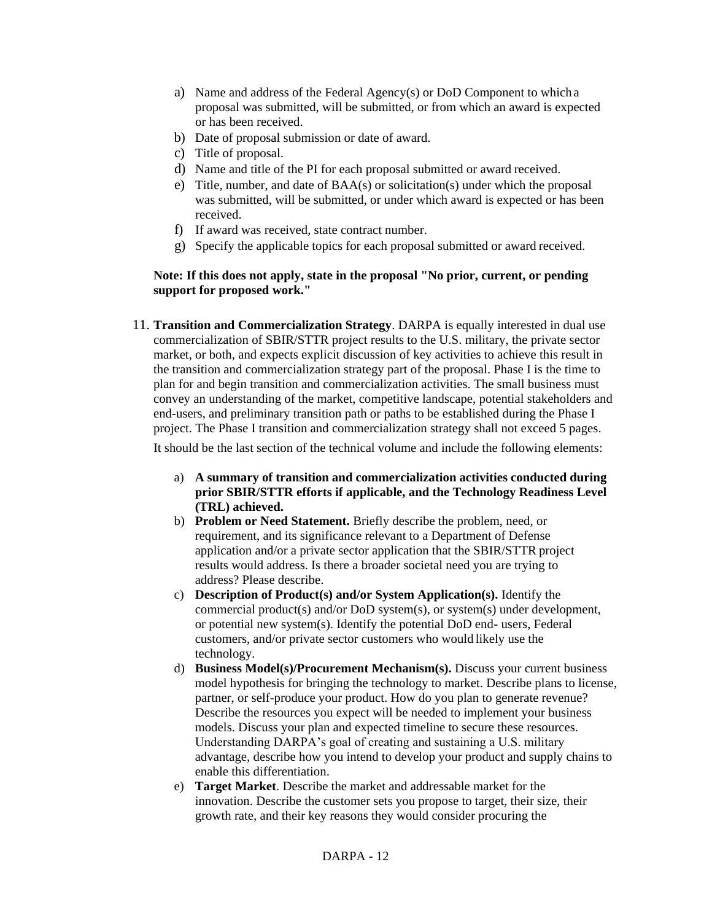a) Name and address of the Federal Agency(s) or DoD Component to which a proposal was submitted, will be submitted, or from which an award is expected or has been received.
b) Date of proposal submission or date of award.
c) Title of proposal.
d) Name and title of the PI for each proposal submitted or award received.
e) Title, number, and date of BAA(s) or solicitation(s) under which the proposal was submitted, will be submitted, or under which award is expected or has been received.
f) If award was received, state contract number.
g) Specify the applicable topics for each proposal submitted or award received.

**Note: If this does not apply, state in the proposal "No prior, current, or pending support for proposed work."**

11. **Transition and Commercialization Strategy**. DARPA is equally interested in dual use commercialization of SBIR/STTR project results to the U.S. military, the private sector market, or both, and expects explicit discussion of key activities to achieve this result in the transition and commercialization strategy part of the proposal. Phase I is the time to plan for and begin transition and commercialization activities. The small business must convey an understanding of the market, competitive landscape, potential stakeholders and end-users, and preliminary transition path or paths to be established during the Phase I project. The Phase I transition and commercialization strategy shall not exceed 5 pages.

    It should be the last section of the technical volume and include the following elements:

    a) **A summary of transition and commercialization activities conducted during prior SBIR/STTR efforts if applicable, and the Technology Readiness Level (TRL) achieved.**
    b) **Problem or Need Statement.** Briefly describe the problem, need, or requirement, and its significance relevant to a Department of Defense application and/or a private sector application that the SBIR/STTR project results would address. Is there a broader societal need you are trying to address? Please describe.
    c) **Description of Product(s) and/or System Application(s).** Identify the commercial product(s) and/or DoD system(s), or system(s) under development, or potential new system(s). Identify the potential DoD end- users, Federal customers, and/or private sector customers who would likely use the technology.
    d) **Business Model(s)/Procurement Mechanism(s).** Discuss your current business model hypothesis for bringing the technology to market. Describe plans to license, partner, or self-produce your product. How do you plan to generate revenue? Describe the resources you expect will be needed to implement your business models. Discuss your plan and expected timeline to secure these resources. Understanding DARPA's goal of creating and sustaining a U.S. military advantage, describe how you intend to develop your product and supply chains to enable this differentiation.
    e) **Target Market**. Describe the market and addressable market for the innovation. Describe the customer sets you propose to target, their size, their growth rate, and their key reasons they would consider procuring the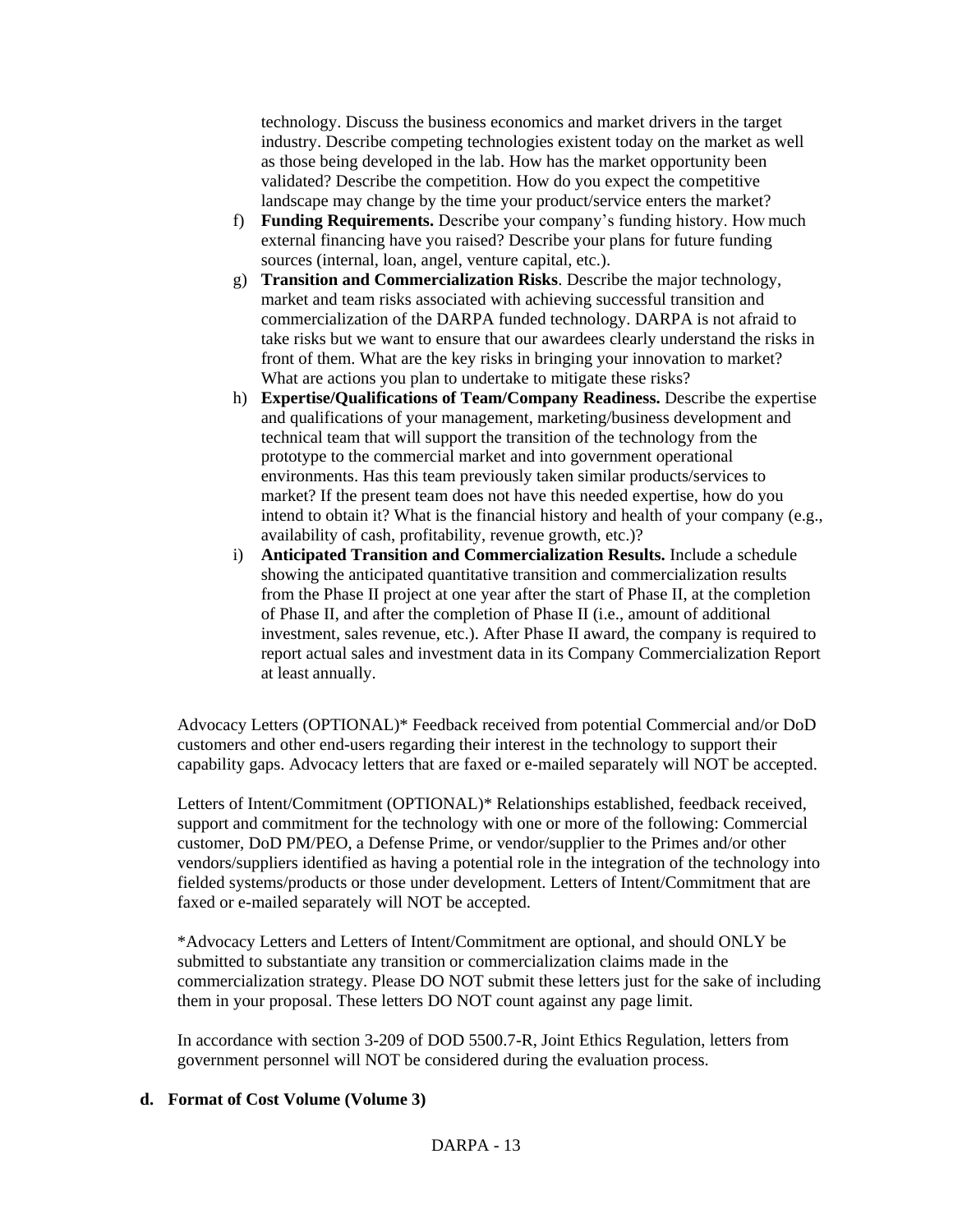technology. Discuss the business economics and market drivers in the target industry. Describe competing technologies existent today on the market as well as those being developed in the lab. How has the market opportunity been validated? Describe the competition. How do you expect the competitive landscape may change by the time your product/service enters the market?

f) **Funding Requirements.** Describe your company's funding history. How much external financing have you raised? Describe your plans for future funding sources (internal, loan, angel, venture capital, etc.).

g) **Transition and Commercialization Risks**. Describe the major technology, market and team risks associated with achieving successful transition and commercialization of the DARPA funded technology. DARPA is not afraid to take risks but we want to ensure that our awardees clearly understand the risks in front of them. What are the key risks in bringing your innovation to market? What are actions you plan to undertake to mitigate these risks?

h) **Expertise/Qualifications of Team/Company Readiness.** Describe the expertise and qualifications of your management, marketing/business development and technical team that will support the transition of the technology from the prototype to the commercial market and into government operational environments. Has this team previously taken similar products/services to market? If the present team does not have this needed expertise, how do you intend to obtain it? What is the financial history and health of your company (e.g., availability of cash, profitability, revenue growth, etc.)?

i) **Anticipated Transition and Commercialization Results.** Include a schedule showing the anticipated quantitative transition and commercialization results from the Phase II project at one year after the start of Phase II, at the completion of Phase II, and after the completion of Phase II (i.e., amount of additional investment, sales revenue, etc.). After Phase II award, the company is required to report actual sales and investment data in its Company Commercialization Report at least annually.

Advocacy Letters (OPTIONAL)* Feedback received from potential Commercial and/or DoD customers and other end-users regarding their interest in the technology to support their capability gaps. Advocacy letters that are faxed or e-mailed separately will NOT be accepted.

Letters of Intent/Commitment (OPTIONAL)* Relationships established, feedback received, support and commitment for the technology with one or more of the following: Commercial customer, DoD PM/PEO, a Defense Prime, or vendor/supplier to the Primes and/or other vendors/suppliers identified as having a potential role in the integration of the technology into fielded systems/products or those under development. Letters of Intent/Commitment that are faxed or e-mailed separately will NOT be accepted.

*Advocacy Letters and Letters of Intent/Commitment are optional, and should ONLY be submitted to substantiate any transition or commercialization claims made in the commercialization strategy. Please DO NOT submit these letters just for the sake of including them in your proposal. These letters DO NOT count against any page limit.

In accordance with section 3-209 of DOD 5500.7-R, Joint Ethics Regulation, letters from government personnel will NOT be considered during the evaluation process.

**d. Format of Cost Volume (Volume 3)**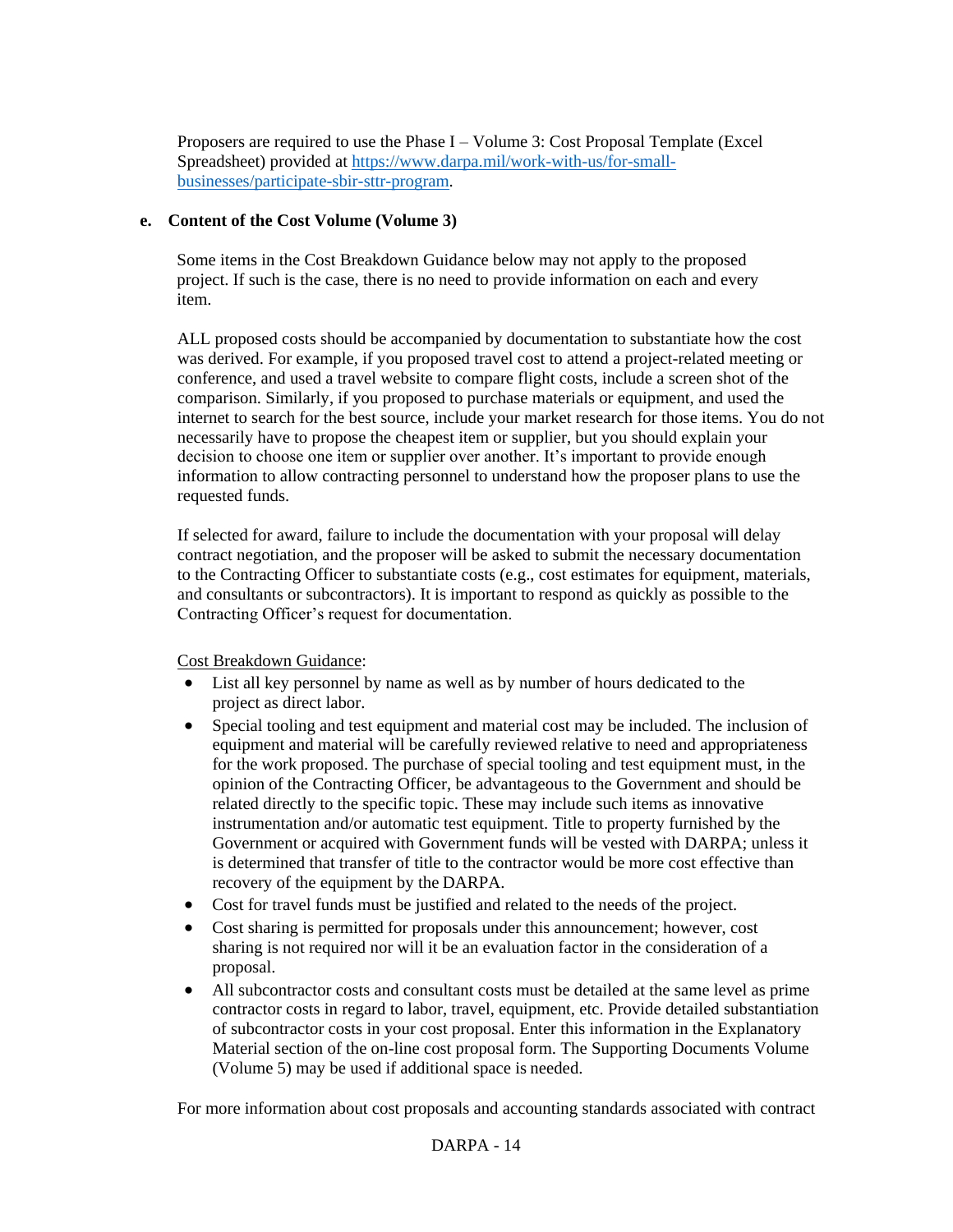Proposers are required to use the Phase I – Volume 3: Cost Proposal Template (Excel Spreadsheet) provided at [https://www.darpa.mil/work-with-us/for-small-businesses/participate-sbir-sttr-program](https://www.darpa.mil/work-with-us/for-small-businesses/participate-sbir-sttr-program).

**e. Content of the Cost Volume (Volume 3)**

Some items in the Cost Breakdown Guidance below may not apply to the proposed project. If such is the case, there is no need to provide information on each and every item.

ALL proposed costs should be accompanied by documentation to substantiate how the cost was derived. For example, if you proposed travel cost to attend a project-related meeting or conference, and used a travel website to compare flight costs, include a screen shot of the comparison. Similarly, if you proposed to purchase materials or equipment, and used the internet to search for the best source, include your market research for those items. You do not necessarily have to propose the cheapest item or supplier, but you should explain your decision to choose one item or supplier over another. It's important to provide enough information to allow contracting personnel to understand how the proposer plans to use the requested funds.

If selected for award, failure to include the documentation with your proposal will delay contract negotiation, and the proposer will be asked to submit the necessary documentation to the Contracting Officer to substantiate costs (e.g., cost estimates for equipment, materials, and consultants or subcontractors). It is important to respond as quickly as possible to the Contracting Officer's request for documentation.

<u>Cost Breakdown Guidance</u>:

- List all key personnel by name as well as by number of hours dedicated to the project as direct labor.
- Special tooling and test equipment and material cost may be included. The inclusion of equipment and material will be carefully reviewed relative to need and appropriateness for the work proposed. The purchase of special tooling and test equipment must, in the opinion of the Contracting Officer, be advantageous to the Government and should be related directly to the specific topic. These may include such items as innovative instrumentation and/or automatic test equipment. Title to property furnished by the Government or acquired with Government funds will be vested with DARPA; unless it is determined that transfer of title to the contractor would be more cost effective than recovery of the equipment by the DARPA.
- Cost for travel funds must be justified and related to the needs of the project.
- Cost sharing is permitted for proposals under this announcement; however, cost sharing is not required nor will it be an evaluation factor in the consideration of a proposal.
- All subcontractor costs and consultant costs must be detailed at the same level as prime contractor costs in regard to labor, travel, equipment, etc. Provide detailed substantiation of subcontractor costs in your cost proposal. Enter this information in the Explanatory Material section of the on-line cost proposal form. The Supporting Documents Volume (Volume 5) may be used if additional space is needed.

For more information about cost proposals and accounting standards associated with contract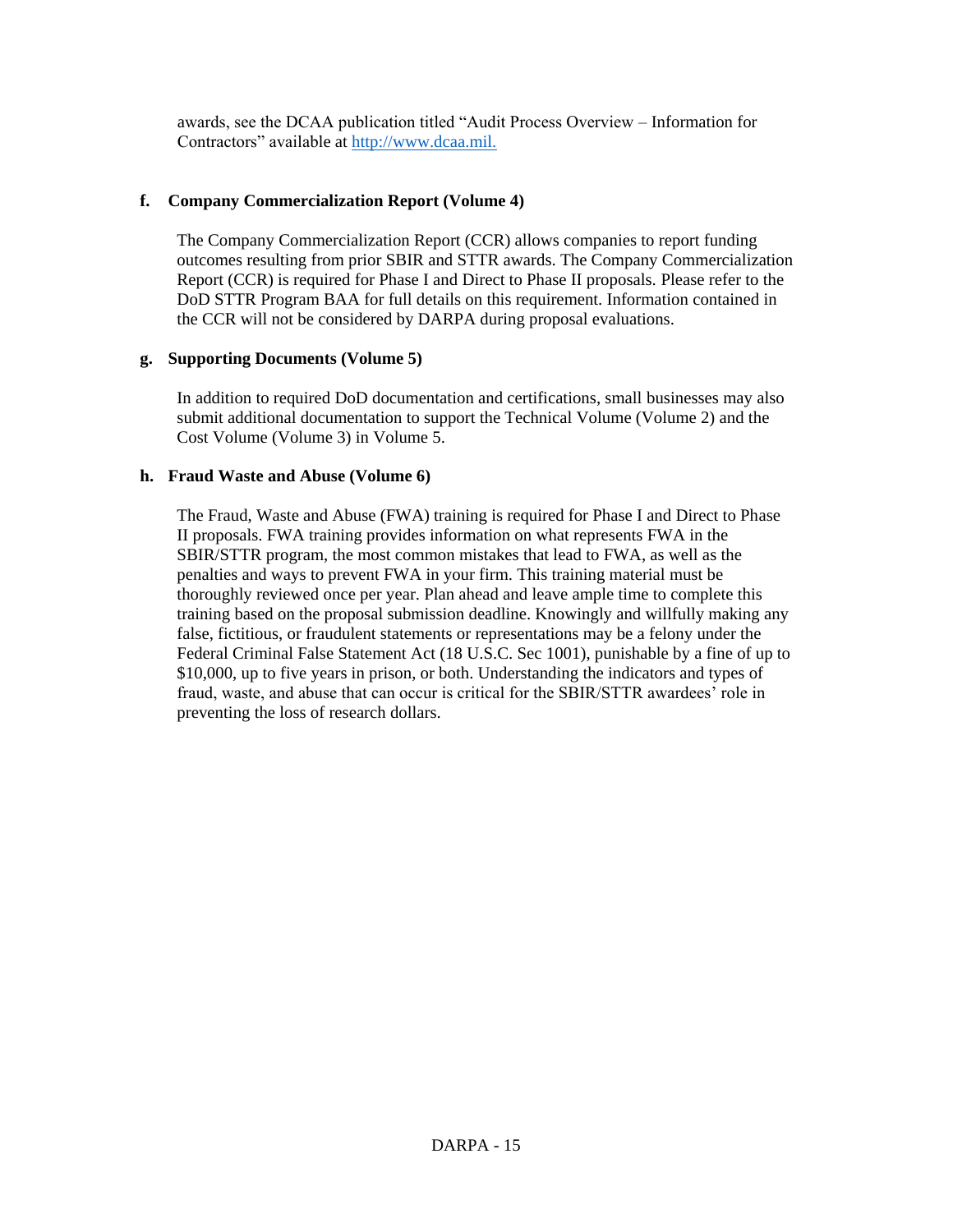awards, see the DCAA publication titled "Audit Process Overview – Information for Contractors" available at [http://www.dcaa.mil.](http://www.dcaa.mil)

**f. Company Commercialization Report (Volume 4)**

The Company Commercialization Report (CCR) allows companies to report funding outcomes resulting from prior SBIR and STTR awards. The Company Commercialization Report (CCR) is required for Phase I and Direct to Phase II proposals. Please refer to the DoD STTR Program BAA for full details on this requirement. Information contained in the CCR will not be considered by DARPA during proposal evaluations.

**g. Supporting Documents (Volume 5)**

In addition to required DoD documentation and certifications, small businesses may also submit additional documentation to support the Technical Volume (Volume 2) and the Cost Volume (Volume 3) in Volume 5.

**h. Fraud Waste and Abuse (Volume 6)**

The Fraud, Waste and Abuse (FWA) training is required for Phase I and Direct to Phase II proposals. FWA training provides information on what represents FWA in the SBIR/STTR program, the most common mistakes that lead to FWA, as well as the penalties and ways to prevent FWA in your firm. This training material must be thoroughly reviewed once per year. Plan ahead and leave ample time to complete this training based on the proposal submission deadline. Knowingly and willfully making any false, fictitious, or fraudulent statements or representations may be a felony under the Federal Criminal False Statement Act (18 U.S.C. Sec 1001), punishable by a fine of up to $10,000, up to five years in prison, or both. Understanding the indicators and types of fraud, waste, and abuse that can occur is critical for the SBIR/STTR awardees' role in preventing the loss of research dollars.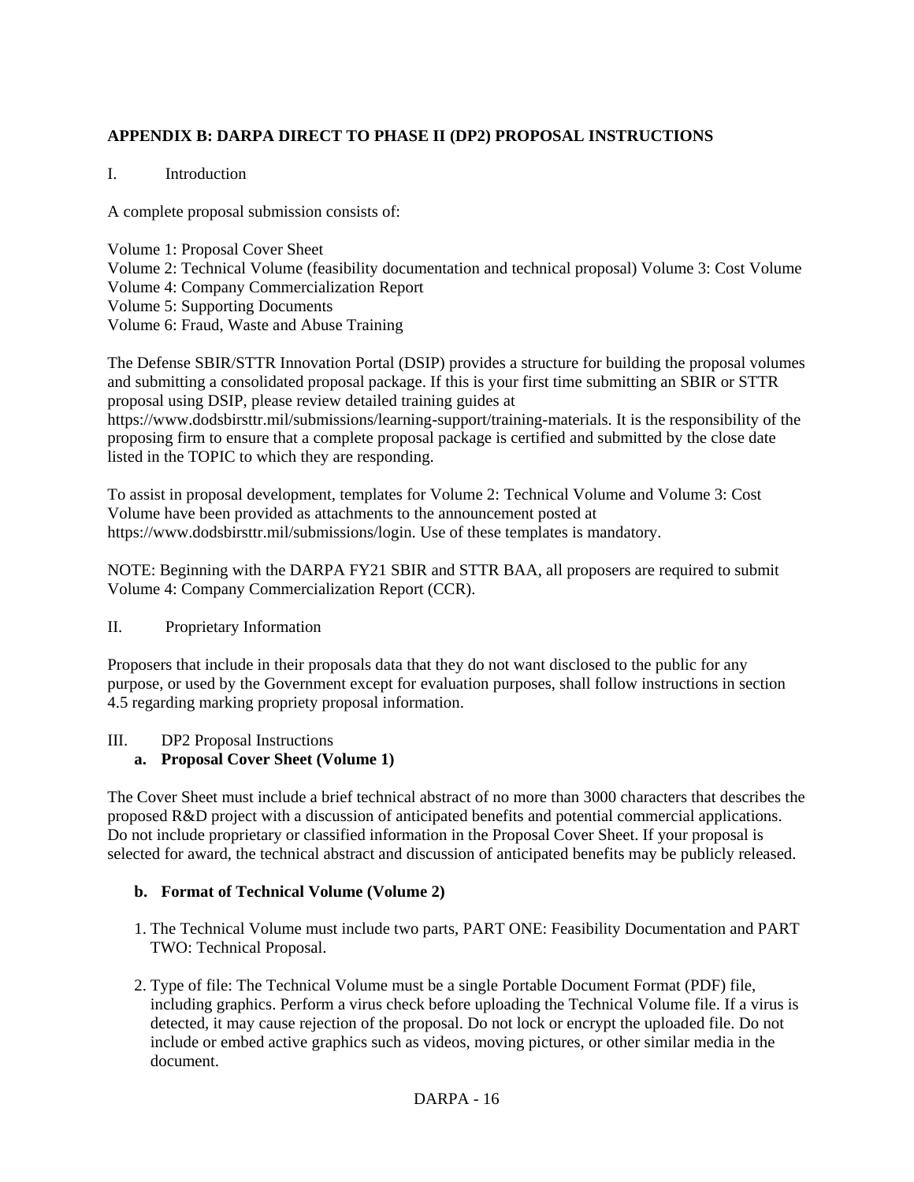**APPENDIX B: DARPA DIRECT TO PHASE II (DP2) PROPOSAL INSTRUCTIONS**

I. Introduction

A complete proposal submission consists of:

Volume 1: Proposal Cover Sheet
Volume 2: Technical Volume (feasibility documentation and technical proposal) Volume 3: Cost Volume
Volume 4: Company Commercialization Report
Volume 5: Supporting Documents
Volume 6: Fraud, Waste and Abuse Training

The Defense SBIR/STTR Innovation Portal (DSIP) provides a structure for building the proposal volumes and submitting a consolidated proposal package. If this is your first time submitting an SBIR or STTR proposal using DSIP, please review detailed training guides at https://www.dodsbirsttr.mil/submissions/learning-support/training-materials. It is the responsibility of the proposing firm to ensure that a complete proposal package is certified and submitted by the close date listed in the TOPIC to which they are responding.

To assist in proposal development, templates for Volume 2: Technical Volume and Volume 3: Cost Volume have been provided as attachments to the announcement posted at https://www.dodsbirsttr.mil/submissions/login. Use of these templates is mandatory.

NOTE: Beginning with the DARPA FY21 SBIR and STTR BAA, all proposers are required to submit Volume 4: Company Commercialization Report (CCR).

II. Proprietary Information

Proposers that include in their proposals data that they do not want disclosed to the public for any purpose, or used by the Government except for evaluation purposes, shall follow instructions in section 4.5 regarding marking propriety proposal information.

III. DP2 Proposal Instructions

**a. Proposal Cover Sheet (Volume 1)**

The Cover Sheet must include a brief technical abstract of no more than 3000 characters that describes the proposed R&D project with a discussion of anticipated benefits and potential commercial applications. Do not include proprietary or classified information in the Proposal Cover Sheet. If your proposal is selected for award, the technical abstract and discussion of anticipated benefits may be publicly released.

**b. Format of Technical Volume (Volume 2)**

1. The Technical Volume must include two parts, PART ONE: Feasibility Documentation and PART TWO: Technical Proposal.

2. Type of file: The Technical Volume must be a single Portable Document Format (PDF) file, including graphics. Perform a virus check before uploading the Technical Volume file. If a virus is detected, it may cause rejection of the proposal. Do not lock or encrypt the uploaded file. Do not include or embed active graphics such as videos, moving pictures, or other similar media in the document.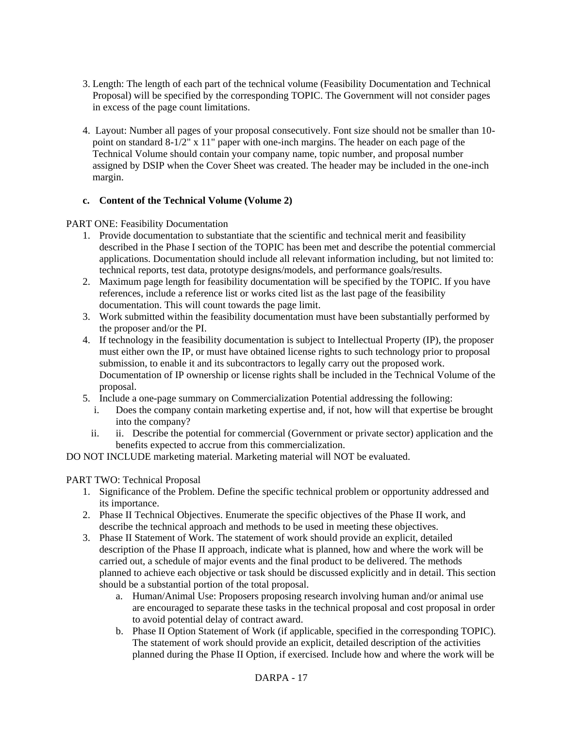3. Length: The length of each part of the technical volume (Feasibility Documentation and Technical Proposal) will be specified by the corresponding TOPIC. The Government will not consider pages in excess of the page count limitations.

4. Layout: Number all pages of your proposal consecutively. Font size should not be smaller than 10-point on standard 8-1/2" x 11" paper with one-inch margins. The header on each page of the Technical Volume should contain your company name, topic number, and proposal number assigned by DSIP when the Cover Sheet was created. The header may be included in the one-inch margin.

**c. Content of the Technical Volume (Volume 2)**

PART ONE: Feasibility Documentation

1. Provide documentation to substantiate that the scientific and technical merit and feasibility described in the Phase I section of the TOPIC has been met and describe the potential commercial applications. Documentation should include all relevant information including, but not limited to: technical reports, test data, prototype designs/models, and performance goals/results.
2. Maximum page length for feasibility documentation will be specified by the TOPIC. If you have references, include a reference list or works cited list as the last page of the feasibility documentation. This will count towards the page limit.
3. Work submitted within the feasibility documentation must have been substantially performed by the proposer and/or the PI.
4. If technology in the feasibility documentation is subject to Intellectual Property (IP), the proposer must either own the IP, or must have obtained license rights to such technology prior to proposal submission, to enable it and its subcontractors to legally carry out the proposed work. Documentation of IP ownership or license rights shall be included in the Technical Volume of the proposal.
5. Include a one-page summary on Commercialization Potential addressing the following:
   i. Does the company contain marketing expertise and, if not, how will that expertise be brought into the company?
   ii. ii. Describe the potential for commercial (Government or private sector) application and the benefits expected to accrue from this commercialization.

DO NOT INCLUDE marketing material. Marketing material will NOT be evaluated.

PART TWO: Technical Proposal

1. Significance of the Problem. Define the specific technical problem or opportunity addressed and its importance.
2. Phase II Technical Objectives. Enumerate the specific objectives of the Phase II work, and describe the technical approach and methods to be used in meeting these objectives.
3. Phase II Statement of Work. The statement of work should provide an explicit, detailed description of the Phase II approach, indicate what is planned, how and where the work will be carried out, a schedule of major events and the final product to be delivered. The methods planned to achieve each objective or task should be discussed explicitly and in detail. This section should be a substantial portion of the total proposal.
   a. Human/Animal Use: Proposers proposing research involving human and/or animal use are encouraged to separate these tasks in the technical proposal and cost proposal in order to avoid potential delay of contract award.
   b. Phase II Option Statement of Work (if applicable, specified in the corresponding TOPIC). The statement of work should provide an explicit, detailed description of the activities planned during the Phase II Option, if exercised. Include how and where the work will be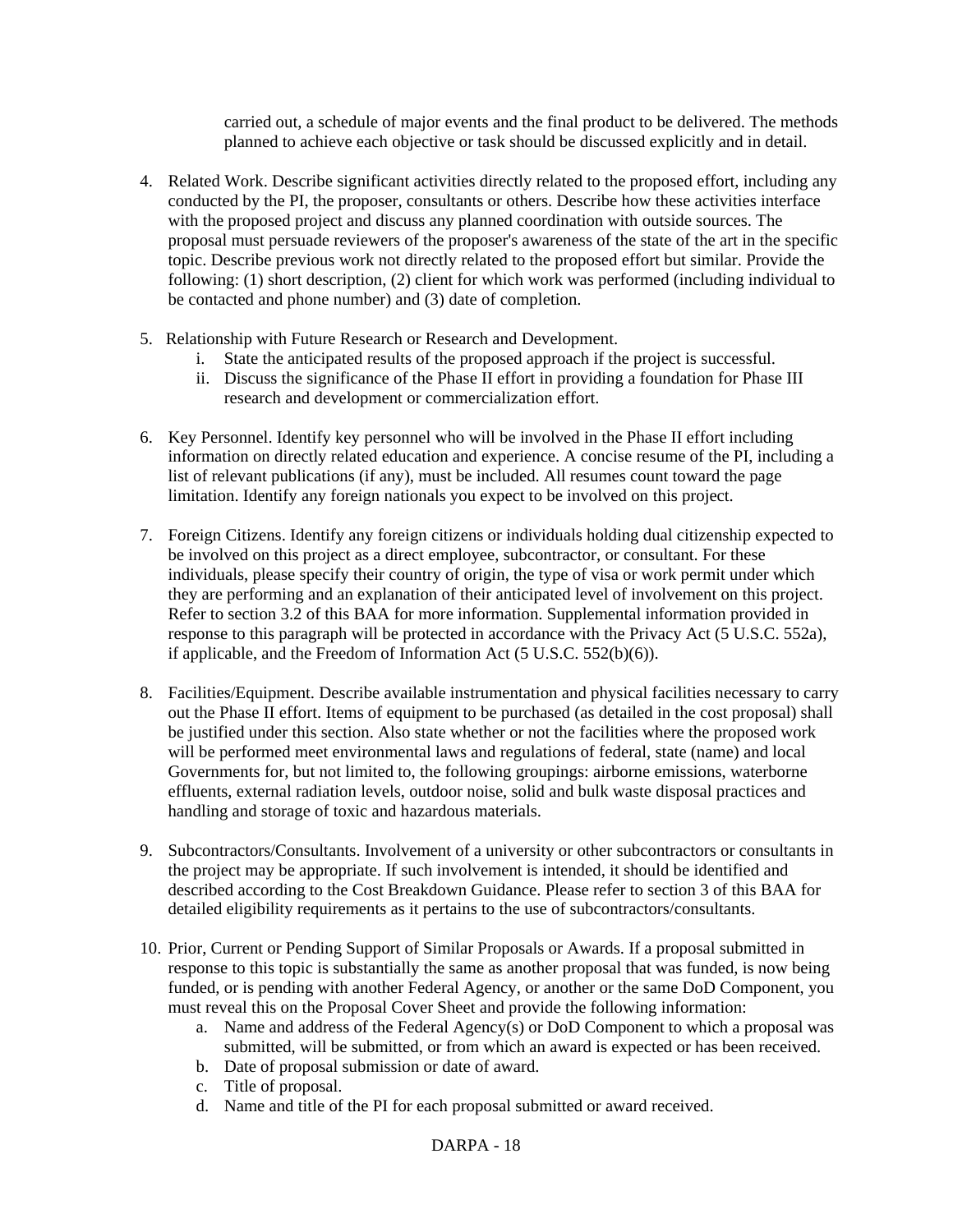carried out, a schedule of major events and the final product to be delivered. The methods planned to achieve each objective or task should be discussed explicitly and in detail.

4. Related Work. Describe significant activities directly related to the proposed effort, including any conducted by the PI, the proposer, consultants or others. Describe how these activities interface with the proposed project and discuss any planned coordination with outside sources. The proposal must persuade reviewers of the proposer's awareness of the state of the art in the specific topic. Describe previous work not directly related to the proposed effort but similar. Provide the following: (1) short description, (2) client for which work was performed (including individual to be contacted and phone number) and (3) date of completion.

5. Relationship with Future Research or Research and Development.
   i. State the anticipated results of the proposed approach if the project is successful.
   ii. Discuss the significance of the Phase II effort in providing a foundation for Phase III research and development or commercialization effort.

6. Key Personnel. Identify key personnel who will be involved in the Phase II effort including information on directly related education and experience. A concise resume of the PI, including a list of relevant publications (if any), must be included. All resumes count toward the page limitation. Identify any foreign nationals you expect to be involved on this project.

7. Foreign Citizens. Identify any foreign citizens or individuals holding dual citizenship expected to be involved on this project as a direct employee, subcontractor, or consultant. For these individuals, please specify their country of origin, the type of visa or work permit under which they are performing and an explanation of their anticipated level of involvement on this project. Refer to section 3.2 of this BAA for more information. Supplemental information provided in response to this paragraph will be protected in accordance with the Privacy Act (5 U.S.C. 552a), if applicable, and the Freedom of Information Act (5 U.S.C. 552(b)(6)).

8. Facilities/Equipment. Describe available instrumentation and physical facilities necessary to carry out the Phase II effort. Items of equipment to be purchased (as detailed in the cost proposal) shall be justified under this section. Also state whether or not the facilities where the proposed work will be performed meet environmental laws and regulations of federal, state (name) and local Governments for, but not limited to, the following groupings: airborne emissions, waterborne effluents, external radiation levels, outdoor noise, solid and bulk waste disposal practices and handling and storage of toxic and hazardous materials.

9. Subcontractors/Consultants. Involvement of a university or other subcontractors or consultants in the project may be appropriate. If such involvement is intended, it should be identified and described according to the Cost Breakdown Guidance. Please refer to section 3 of this BAA for detailed eligibility requirements as it pertains to the use of subcontractors/consultants.

10. Prior, Current or Pending Support of Similar Proposals or Awards. If a proposal submitted in response to this topic is substantially the same as another proposal that was funded, is now being funded, or is pending with another Federal Agency, or another or the same DoD Component, you must reveal this on the Proposal Cover Sheet and provide the following information:
    a. Name and address of the Federal Agency(s) or DoD Component to which a proposal was submitted, will be submitted, or from which an award is expected or has been received.
    b. Date of proposal submission or date of award.
    c. Title of proposal.
    d. Name and title of the PI for each proposal submitted or award received.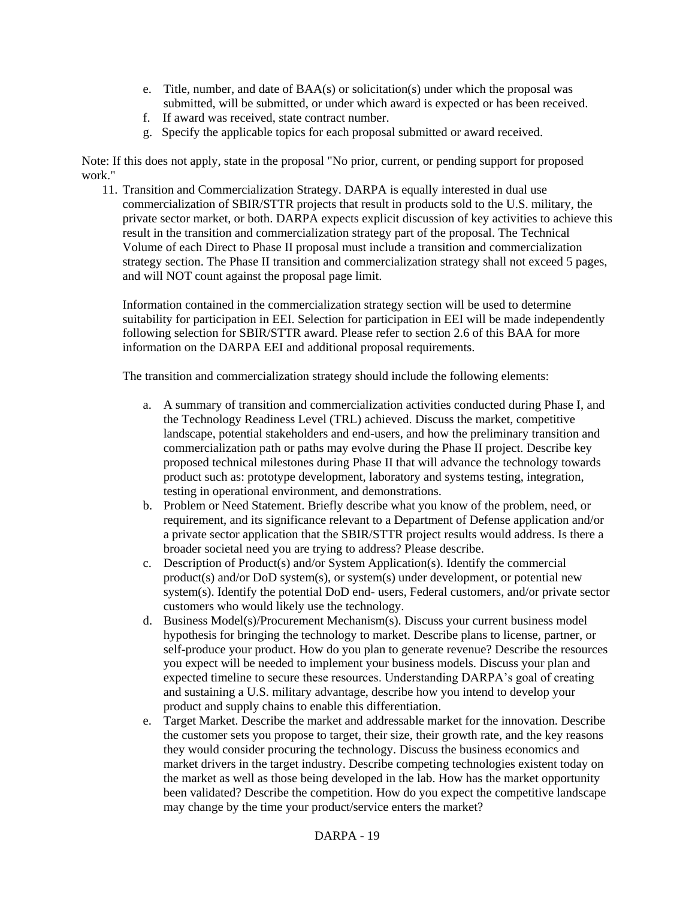e. Title, number, and date of BAA(s) or solicitation(s) under which the proposal was submitted, will be submitted, or under which award is expected or has been received.
f. If award was received, state contract number.
g. Specify the applicable topics for each proposal submitted or award received.

Note: If this does not apply, state in the proposal "No prior, current, or pending support for proposed work."

11. Transition and Commercialization Strategy. DARPA is equally interested in dual use commercialization of SBIR/STTR projects that result in products sold to the U.S. military, the private sector market, or both. DARPA expects explicit discussion of key activities to achieve this result in the transition and commercialization strategy part of the proposal. The Technical Volume of each Direct to Phase II proposal must include a transition and commercialization strategy section. The Phase II transition and commercialization strategy shall not exceed 5 pages, and will NOT count against the proposal page limit.

    Information contained in the commercialization strategy section will be used to determine suitability for participation in EEI. Selection for participation in EEI will be made independently following selection for SBIR/STTR award. Please refer to section 2.6 of this BAA for more information on the DARPA EEI and additional proposal requirements.

    The transition and commercialization strategy should include the following elements:

    a. A summary of transition and commercialization activities conducted during Phase I, and the Technology Readiness Level (TRL) achieved. Discuss the market, competitive landscape, potential stakeholders and end-users, and how the preliminary transition and commercialization path or paths may evolve during the Phase II project. Describe key proposed technical milestones during Phase II that will advance the technology towards product such as: prototype development, laboratory and systems testing, integration, testing in operational environment, and demonstrations.
    b. Problem or Need Statement. Briefly describe what you know of the problem, need, or requirement, and its significance relevant to a Department of Defense application and/or a private sector application that the SBIR/STTR project results would address. Is there a broader societal need you are trying to address? Please describe.
    c. Description of Product(s) and/or System Application(s). Identify the commercial product(s) and/or DoD system(s), or system(s) under development, or potential new system(s). Identify the potential DoD end- users, Federal customers, and/or private sector customers who would likely use the technology.
    d. Business Model(s)/Procurement Mechanism(s). Discuss your current business model hypothesis for bringing the technology to market. Describe plans to license, partner, or self-produce your product. How do you plan to generate revenue? Describe the resources you expect will be needed to implement your business models. Discuss your plan and expected timeline to secure these resources. Understanding DARPA's goal of creating and sustaining a U.S. military advantage, describe how you intend to develop your product and supply chains to enable this differentiation.
    e. Target Market. Describe the market and addressable market for the innovation. Describe the customer sets you propose to target, their size, their growth rate, and the key reasons they would consider procuring the technology. Discuss the business economics and market drivers in the target industry. Describe competing technologies existent today on the market as well as those being developed in the lab. How has the market opportunity been validated? Describe the competition. How do you expect the competitive landscape may change by the time your product/service enters the market?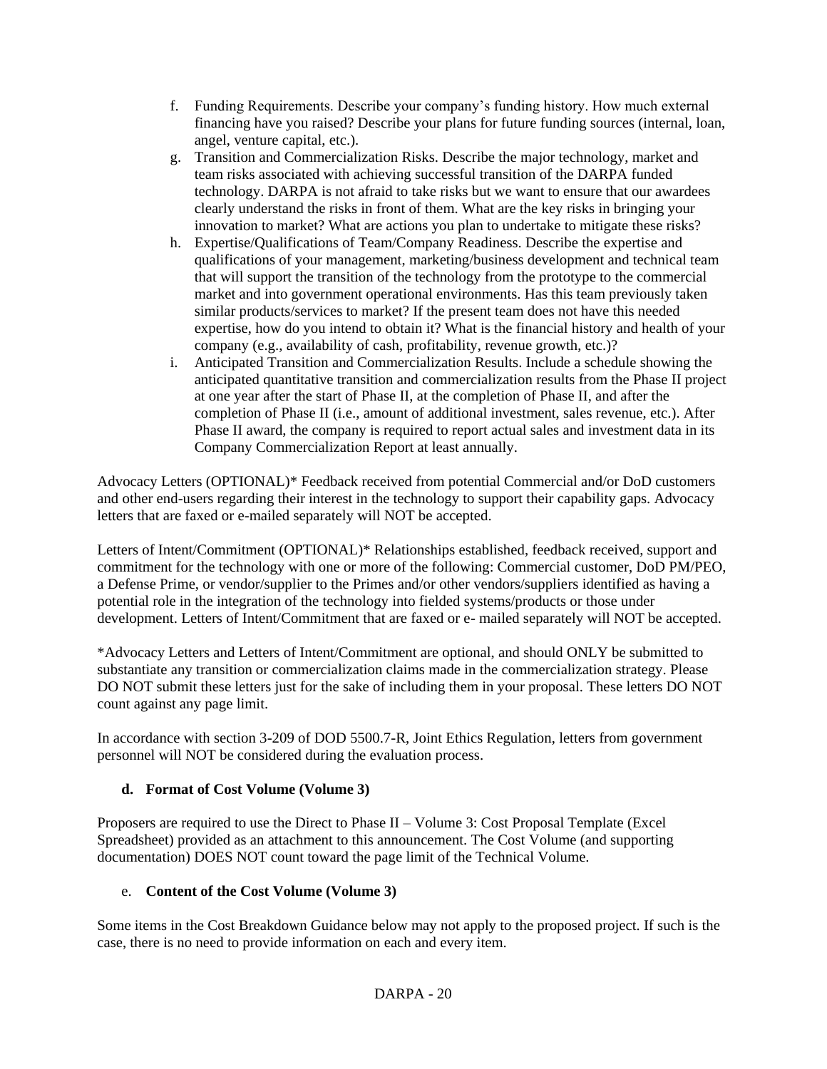f. Funding Requirements. Describe your company's funding history. How much external financing have you raised? Describe your plans for future funding sources (internal, loan, angel, venture capital, etc.).

g. Transition and Commercialization Risks. Describe the major technology, market and team risks associated with achieving successful transition of the DARPA funded technology. DARPA is not afraid to take risks but we want to ensure that our awardees clearly understand the risks in front of them. What are the key risks in bringing your innovation to market? What are actions you plan to undertake to mitigate these risks?

h. Expertise/Qualifications of Team/Company Readiness. Describe the expertise and qualifications of your management, marketing/business development and technical team that will support the transition of the technology from the prototype to the commercial market and into government operational environments. Has this team previously taken similar products/services to market? If the present team does not have this needed expertise, how do you intend to obtain it? What is the financial history and health of your company (e.g., availability of cash, profitability, revenue growth, etc.)?

i. Anticipated Transition and Commercialization Results. Include a schedule showing the anticipated quantitative transition and commercialization results from the Phase II project at one year after the start of Phase II, at the completion of Phase II, and after the completion of Phase II (i.e., amount of additional investment, sales revenue, etc.). After Phase II award, the company is required to report actual sales and investment data in its Company Commercialization Report at least annually.

Advocacy Letters (OPTIONAL)* Feedback received from potential Commercial and/or DoD customers and other end-users regarding their interest in the technology to support their capability gaps. Advocacy letters that are faxed or e-mailed separately will NOT be accepted.

Letters of Intent/Commitment (OPTIONAL)* Relationships established, feedback received, support and commitment for the technology with one or more of the following: Commercial customer, DoD PM/PEO, a Defense Prime, or vendor/supplier to the Primes and/or other vendors/suppliers identified as having a potential role in the integration of the technology into fielded systems/products or those under development. Letters of Intent/Commitment that are faxed or e- mailed separately will NOT be accepted.

*Advocacy Letters and Letters of Intent/Commitment are optional, and should ONLY be submitted to substantiate any transition or commercialization claims made in the commercialization strategy. Please DO NOT submit these letters just for the sake of including them in your proposal. These letters DO NOT count against any page limit.

In accordance with section 3-209 of DOD 5500.7-R, Joint Ethics Regulation, letters from government personnel will NOT be considered during the evaluation process.

### d. Format of Cost Volume (Volume 3)

Proposers are required to use the Direct to Phase II – Volume 3: Cost Proposal Template (Excel Spreadsheet) provided as an attachment to this announcement. The Cost Volume (and supporting documentation) DOES NOT count toward the page limit of the Technical Volume.

### e. Content of the Cost Volume (Volume 3)

Some items in the Cost Breakdown Guidance below may not apply to the proposed project. If such is the case, there is no need to provide information on each and every item.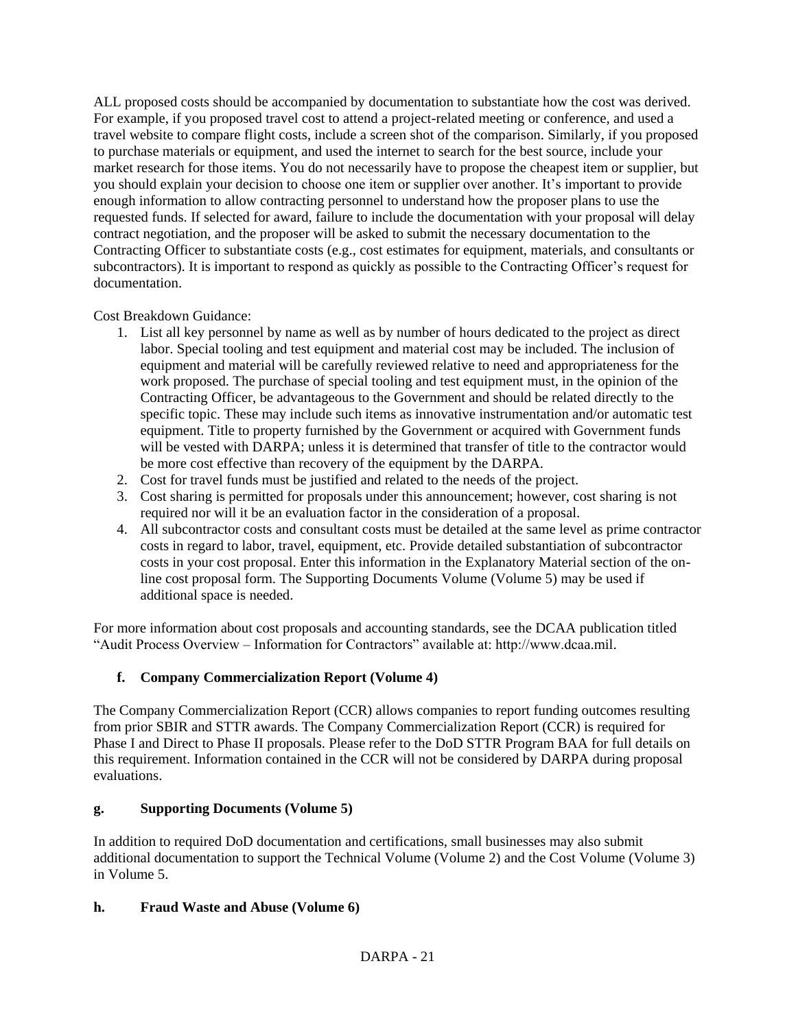ALL proposed costs should be accompanied by documentation to substantiate how the cost was derived. For example, if you proposed travel cost to attend a project-related meeting or conference, and used a travel website to compare flight costs, include a screen shot of the comparison. Similarly, if you proposed to purchase materials or equipment, and used the internet to search for the best source, include your market research for those items. You do not necessarily have to propose the cheapest item or supplier, but you should explain your decision to choose one item or supplier over another. It's important to provide enough information to allow contracting personnel to understand how the proposer plans to use the requested funds. If selected for award, failure to include the documentation with your proposal will delay contract negotiation, and the proposer will be asked to submit the necessary documentation to the Contracting Officer to substantiate costs (e.g., cost estimates for equipment, materials, and consultants or subcontractors). It is important to respond as quickly as possible to the Contracting Officer's request for documentation.

Cost Breakdown Guidance:

1. List all key personnel by name as well as by number of hours dedicated to the project as direct labor. Special tooling and test equipment and material cost may be included. The inclusion of equipment and material will be carefully reviewed relative to need and appropriateness for the work proposed. The purchase of special tooling and test equipment must, in the opinion of the Contracting Officer, be advantageous to the Government and should be related directly to the specific topic. These may include such items as innovative instrumentation and/or automatic test equipment. Title to property furnished by the Government or acquired with Government funds will be vested with DARPA; unless it is determined that transfer of title to the contractor would be more cost effective than recovery of the equipment by the DARPA.
2. Cost for travel funds must be justified and related to the needs of the project.
3. Cost sharing is permitted for proposals under this announcement; however, cost sharing is not required nor will it be an evaluation factor in the consideration of a proposal.
4. All subcontractor costs and consultant costs must be detailed at the same level as prime contractor costs in regard to labor, travel, equipment, etc. Provide detailed substantiation of subcontractor costs in your cost proposal. Enter this information in the Explanatory Material section of the on-line cost proposal form. The Supporting Documents Volume (Volume 5) may be used if additional space is needed.

For more information about cost proposals and accounting standards, see the DCAA publication titled "Audit Process Overview – Information for Contractors" available at: http://www.dcaa.mil.

### f. Company Commercialization Report (Volume 4)

The Company Commercialization Report (CCR) allows companies to report funding outcomes resulting from prior SBIR and STTR awards. The Company Commercialization Report (CCR) is required for Phase I and Direct to Phase II proposals. Please refer to the DoD STTR Program BAA for full details on this requirement. Information contained in the CCR will not be considered by DARPA during proposal evaluations.

### g. Supporting Documents (Volume 5)

In addition to required DoD documentation and certifications, small businesses may also submit additional documentation to support the Technical Volume (Volume 2) and the Cost Volume (Volume 3) in Volume 5.

### h. Fraud Waste and Abuse (Volume 6)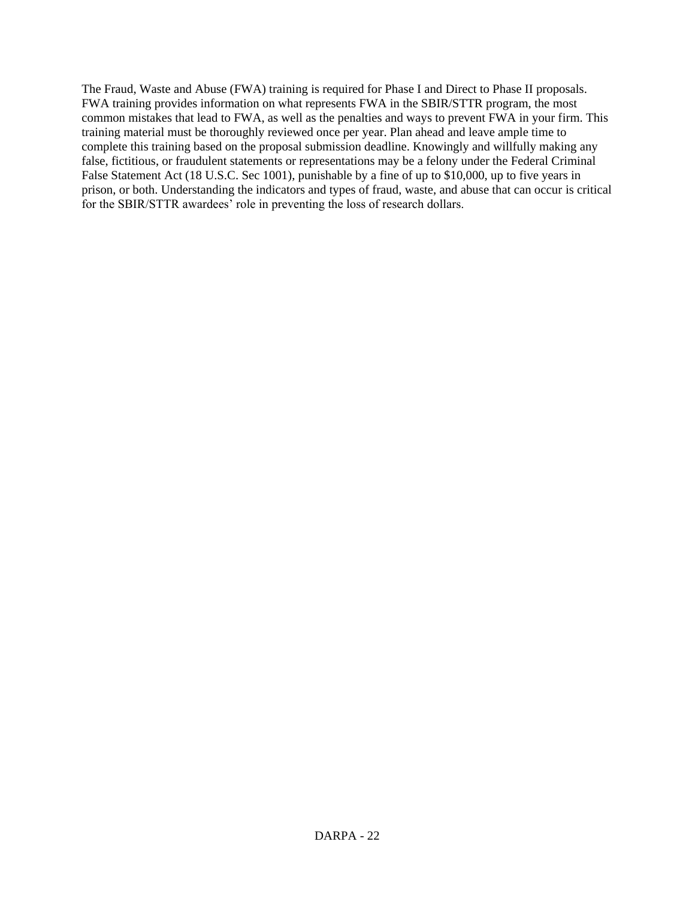The Fraud, Waste and Abuse (FWA) training is required for Phase I and Direct to Phase II proposals. FWA training provides information on what represents FWA in the SBIR/STTR program, the most common mistakes that lead to FWA, as well as the penalties and ways to prevent FWA in your firm. This training material must be thoroughly reviewed once per year. Plan ahead and leave ample time to complete this training based on the proposal submission deadline. Knowingly and willfully making any false, fictitious, or fraudulent statements or representations may be a felony under the Federal Criminal False Statement Act (18 U.S.C. Sec 1001), punishable by a fine of up to $10,000, up to five years in prison, or both. Understanding the indicators and types of fraud, waste, and abuse that can occur is critical for the SBIR/STTR awardees' role in preventing the loss of research dollars.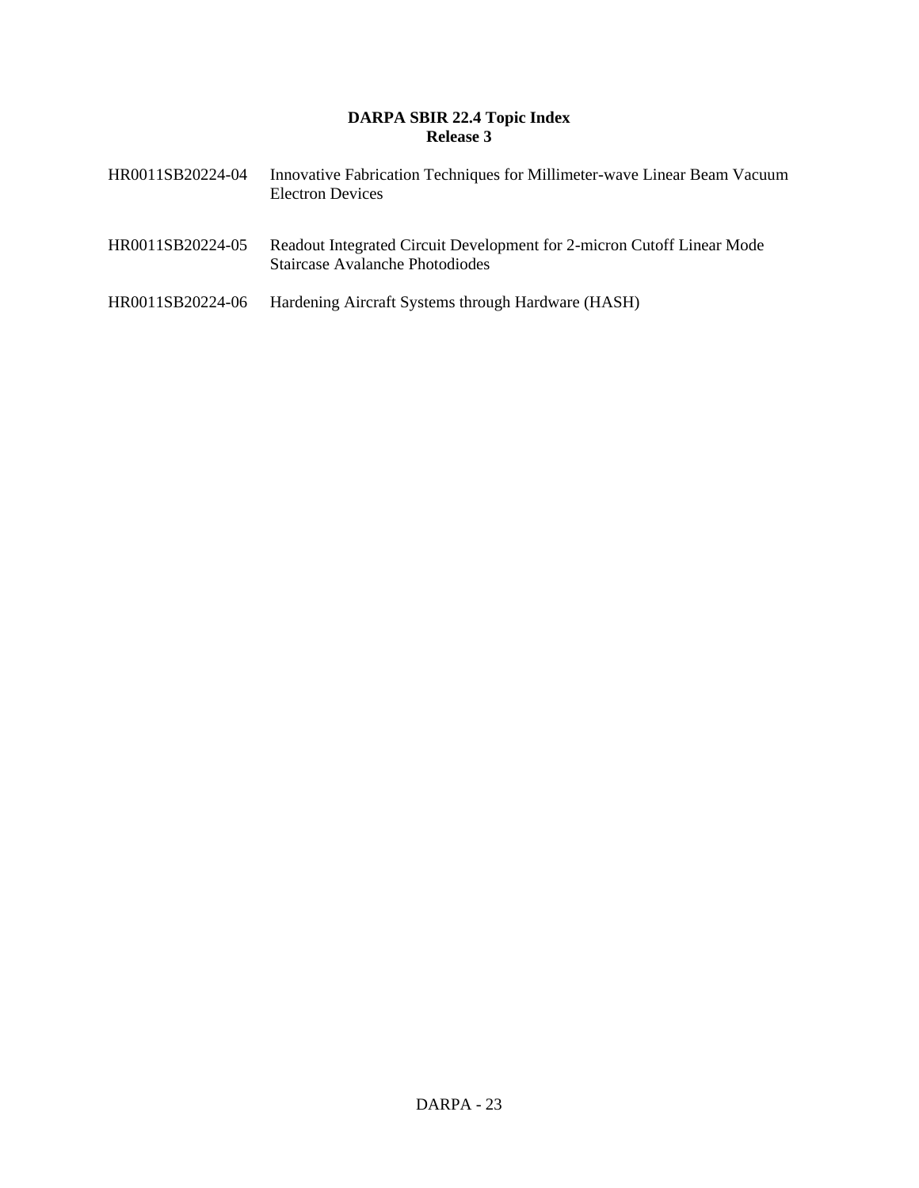**DARPA SBIR 22.4 Topic Index**
**Release 3**

| | |
|---|---|
| HR0011SB20224-04 | Innovative Fabrication Techniques for Millimeter-wave Linear Beam Vacuum Electron Devices |
| HR0011SB20224-05 | Readout Integrated Circuit Development for 2-micron Cutoff Linear Mode Staircase Avalanche Photodiodes |
| HR0011SB20224-06 | Hardening Aircraft Systems through Hardware (HASH) |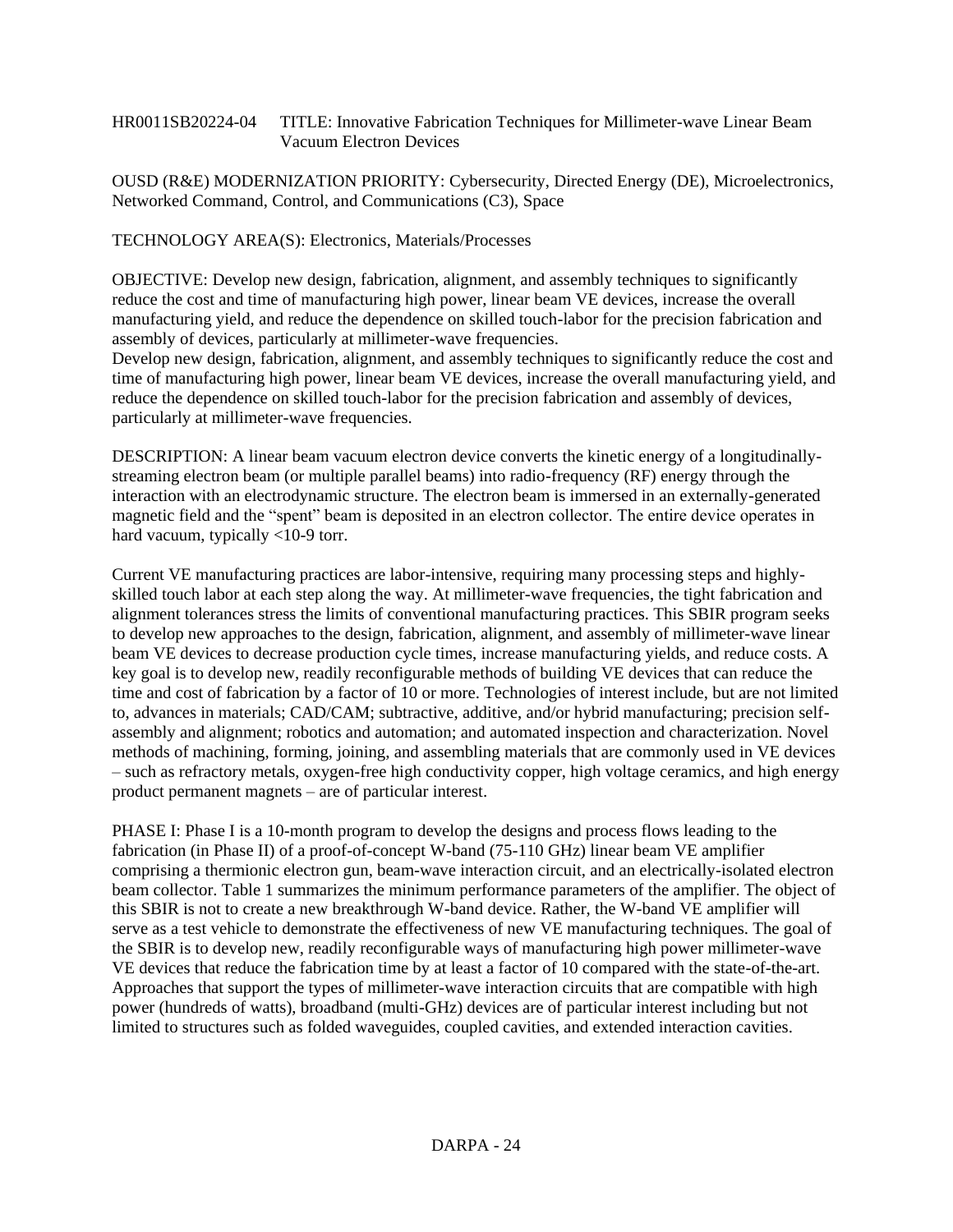HR0011SB20224-04 TITLE: Innovative Fabrication Techniques for Millimeter-wave Linear Beam Vacuum Electron Devices

OUSD (R&E) MODERNIZATION PRIORITY: Cybersecurity, Directed Energy (DE), Microelectronics, Networked Command, Control, and Communications (C3), Space

TECHNOLOGY AREA(S): Electronics, Materials/Processes

OBJECTIVE: Develop new design, fabrication, alignment, and assembly techniques to significantly reduce the cost and time of manufacturing high power, linear beam VE devices, increase the overall manufacturing yield, and reduce the dependence on skilled touch-labor for the precision fabrication and assembly of devices, particularly at millimeter-wave frequencies.
Develop new design, fabrication, alignment, and assembly techniques to significantly reduce the cost and time of manufacturing high power, linear beam VE devices, increase the overall manufacturing yield, and reduce the dependence on skilled touch-labor for the precision fabrication and assembly of devices, particularly at millimeter-wave frequencies.

DESCRIPTION: A linear beam vacuum electron device converts the kinetic energy of a longitudinally-streaming electron beam (or multiple parallel beams) into radio-frequency (RF) energy through the interaction with an electrodynamic structure. The electron beam is immersed in an externally-generated magnetic field and the "spent" beam is deposited in an electron collector. The entire device operates in hard vacuum, typically <10-9 torr.

Current VE manufacturing practices are labor-intensive, requiring many processing steps and highly-skilled touch labor at each step along the way. At millimeter-wave frequencies, the tight fabrication and alignment tolerances stress the limits of conventional manufacturing practices. This SBIR program seeks to develop new approaches to the design, fabrication, alignment, and assembly of millimeter-wave linear beam VE devices to decrease production cycle times, increase manufacturing yields, and reduce costs. A key goal is to develop new, readily reconfigurable methods of building VE devices that can reduce the time and cost of fabrication by a factor of 10 or more. Technologies of interest include, but are not limited to, advances in materials; CAD/CAM; subtractive, additive, and/or hybrid manufacturing; precision self-assembly and alignment; robotics and automation; and automated inspection and characterization. Novel methods of machining, forming, joining, and assembling materials that are commonly used in VE devices – such as refractory metals, oxygen-free high conductivity copper, high voltage ceramics, and high energy product permanent magnets – are of particular interest.

PHASE I: Phase I is a 10-month program to develop the designs and process flows leading to the fabrication (in Phase II) of a proof-of-concept W-band (75-110 GHz) linear beam VE amplifier comprising a thermionic electron gun, beam-wave interaction circuit, and an electrically-isolated electron beam collector. Table 1 summarizes the minimum performance parameters of the amplifier. The object of this SBIR is not to create a new breakthrough W-band device. Rather, the W-band VE amplifier will serve as a test vehicle to demonstrate the effectiveness of new VE manufacturing techniques. The goal of the SBIR is to develop new, readily reconfigurable ways of manufacturing high power millimeter-wave VE devices that reduce the fabrication time by at least a factor of 10 compared with the state-of-the-art. Approaches that support the types of millimeter-wave interaction circuits that are compatible with high power (hundreds of watts), broadband (multi-GHz) devices are of particular interest including but not limited to structures such as folded waveguides, coupled cavities, and extended interaction cavities.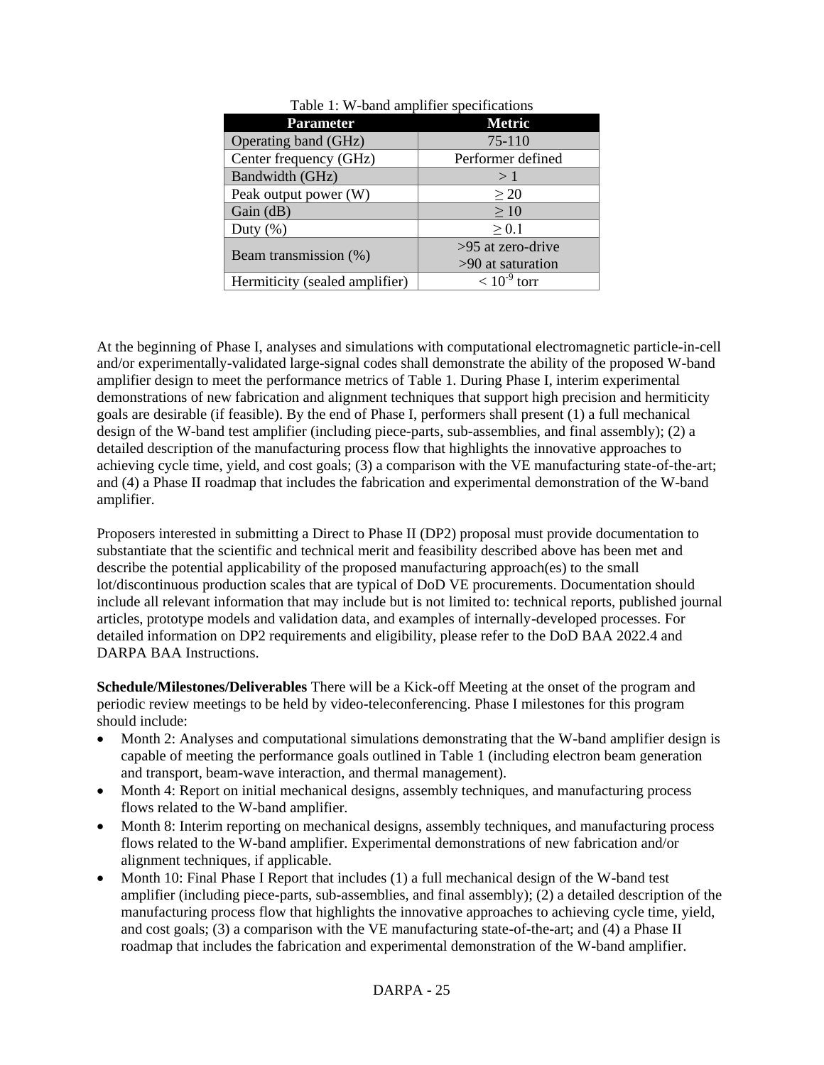Table 1: W-band amplifier specifications

| Parameter | Metric |
|---|---|
| Operating band (GHz) | 75-110 |
| Center frequency (GHz) | Performer defined |
| Bandwidth (GHz) | > 1 |
| Peak output power (W) | ≥ 20 |
| Gain (dB) | ≥ 10 |
| Duty (%) | ≥ 0.1 |
| Beam transmission (%) | >95 at zero-drive<br>>90 at saturation |
| Hermiticity (sealed amplifier) | < $10^{-9}$ torr |

At the beginning of Phase I, analyses and simulations with computational electromagnetic particle-in-cell and/or experimentally-validated large-signal codes shall demonstrate the ability of the proposed W-band amplifier design to meet the performance metrics of Table 1. During Phase I, interim experimental demonstrations of new fabrication and alignment techniques that support high precision and hermiticity goals are desirable (if feasible). By the end of Phase I, performers shall present (1) a full mechanical design of the W-band test amplifier (including piece-parts, sub-assemblies, and final assembly); (2) a detailed description of the manufacturing process flow that highlights the innovative approaches to achieving cycle time, yield, and cost goals; (3) a comparison with the VE manufacturing state-of-the-art; and (4) a Phase II roadmap that includes the fabrication and experimental demonstration of the W-band amplifier.

Proposers interested in submitting a Direct to Phase II (DP2) proposal must provide documentation to substantiate that the scientific and technical merit and feasibility described above has been met and describe the potential applicability of the proposed manufacturing approach(es) to the small lot/discontinuous production scales that are typical of DoD VE procurements. Documentation should include all relevant information that may include but is not limited to: technical reports, published journal articles, prototype models and validation data, and examples of internally-developed processes. For detailed information on DP2 requirements and eligibility, please refer to the DoD BAA 2022.4 and DARPA BAA Instructions.

**Schedule/Milestones/Deliverables** There will be a Kick-off Meeting at the onset of the program and periodic review meetings to be held by video-teleconferencing. Phase I milestones for this program should include:

- Month 2: Analyses and computational simulations demonstrating that the W-band amplifier design is capable of meeting the performance goals outlined in Table 1 (including electron beam generation and transport, beam-wave interaction, and thermal management).
- Month 4: Report on initial mechanical designs, assembly techniques, and manufacturing process flows related to the W-band amplifier.
- Month 8: Interim reporting on mechanical designs, assembly techniques, and manufacturing process flows related to the W-band amplifier. Experimental demonstrations of new fabrication and/or alignment techniques, if applicable.
- Month 10: Final Phase I Report that includes (1) a full mechanical design of the W-band test amplifier (including piece-parts, sub-assemblies, and final assembly); (2) a detailed description of the manufacturing process flow that highlights the innovative approaches to achieving cycle time, yield, and cost goals; (3) a comparison with the VE manufacturing state-of-the-art; and (4) a Phase II roadmap that includes the fabrication and experimental demonstration of the W-band amplifier.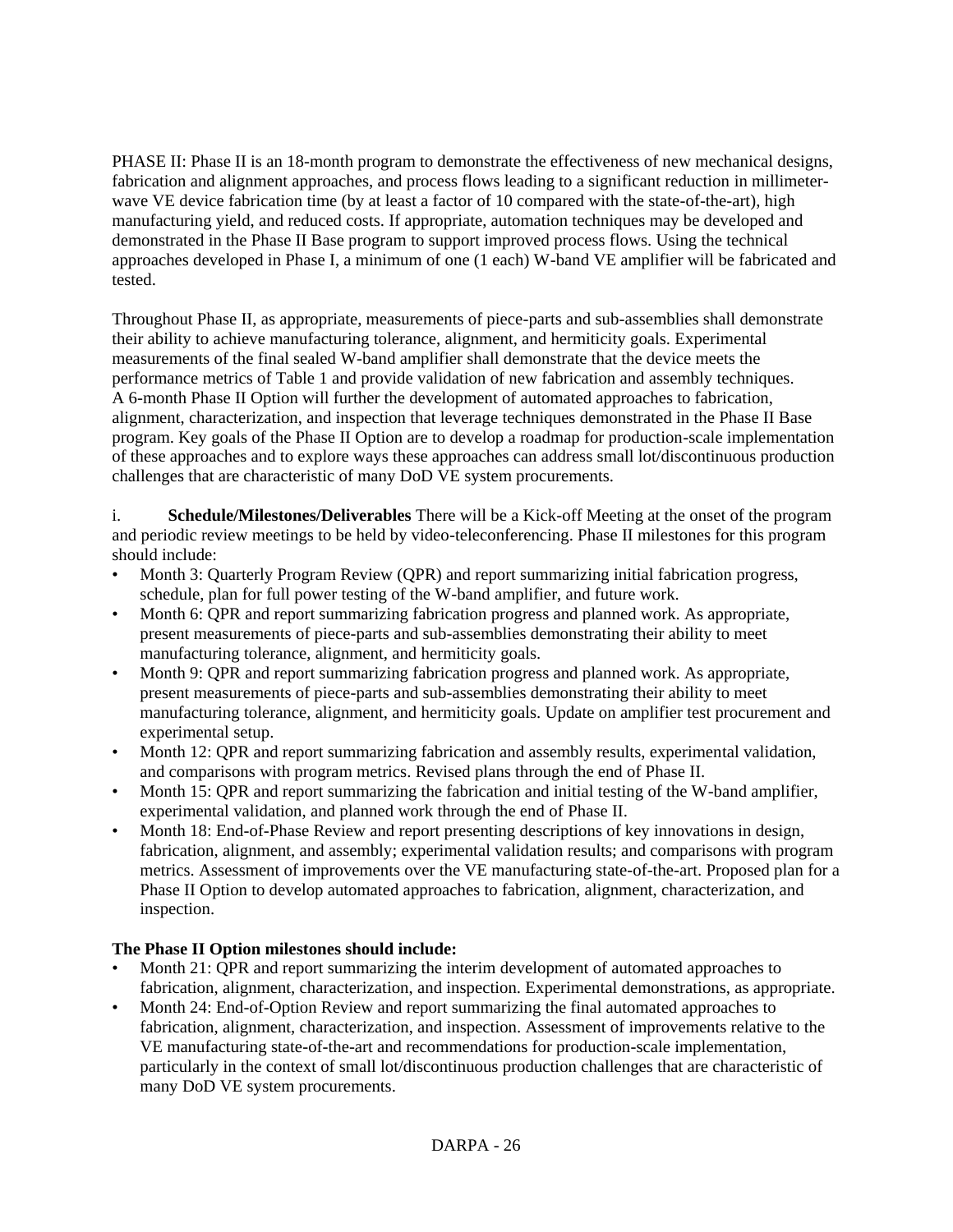PHASE II: Phase II is an 18-month program to demonstrate the effectiveness of new mechanical designs, fabrication and alignment approaches, and process flows leading to a significant reduction in millimeter-wave VE device fabrication time (by at least a factor of 10 compared with the state-of-the-art), high manufacturing yield, and reduced costs. If appropriate, automation techniques may be developed and demonstrated in the Phase II Base program to support improved process flows. Using the technical approaches developed in Phase I, a minimum of one (1 each) W-band VE amplifier will be fabricated and tested.

Throughout Phase II, as appropriate, measurements of piece-parts and sub-assemblies shall demonstrate their ability to achieve manufacturing tolerance, alignment, and hermiticity goals. Experimental measurements of the final sealed W-band amplifier shall demonstrate that the device meets the performance metrics of Table 1 and provide validation of new fabrication and assembly techniques. A 6-month Phase II Option will further the development of automated approaches to fabrication, alignment, characterization, and inspection that leverage techniques demonstrated in the Phase II Base program. Key goals of the Phase II Option are to develop a roadmap for production-scale implementation of these approaches and to explore ways these approaches can address small lot/discontinuous production challenges that are characteristic of many DoD VE system procurements.

i. **Schedule/Milestones/Deliverables** There will be a Kick-off Meeting at the onset of the program and periodic review meetings to be held by video-teleconferencing. Phase II milestones for this program should include:

- Month 3: Quarterly Program Review (QPR) and report summarizing initial fabrication progress, schedule, plan for full power testing of the W-band amplifier, and future work.
- Month 6: QPR and report summarizing fabrication progress and planned work. As appropriate, present measurements of piece-parts and sub-assemblies demonstrating their ability to meet manufacturing tolerance, alignment, and hermiticity goals.
- Month 9: QPR and report summarizing fabrication progress and planned work. As appropriate, present measurements of piece-parts and sub-assemblies demonstrating their ability to meet manufacturing tolerance, alignment, and hermiticity goals. Update on amplifier test procurement and experimental setup.
- Month 12: QPR and report summarizing fabrication and assembly results, experimental validation, and comparisons with program metrics. Revised plans through the end of Phase II.
- Month 15: QPR and report summarizing the fabrication and initial testing of the W-band amplifier, experimental validation, and planned work through the end of Phase II.
- Month 18: End-of-Phase Review and report presenting descriptions of key innovations in design, fabrication, alignment, and assembly; experimental validation results; and comparisons with program metrics. Assessment of improvements over the VE manufacturing state-of-the-art. Proposed plan for a Phase II Option to develop automated approaches to fabrication, alignment, characterization, and inspection.

**The Phase II Option milestones should include:**

- Month 21: QPR and report summarizing the interim development of automated approaches to fabrication, alignment, characterization, and inspection. Experimental demonstrations, as appropriate.
- Month 24: End-of-Option Review and report summarizing the final automated approaches to fabrication, alignment, characterization, and inspection. Assessment of improvements relative to the VE manufacturing state-of-the-art and recommendations for production-scale implementation, particularly in the context of small lot/discontinuous production challenges that are characteristic of many DoD VE system procurements.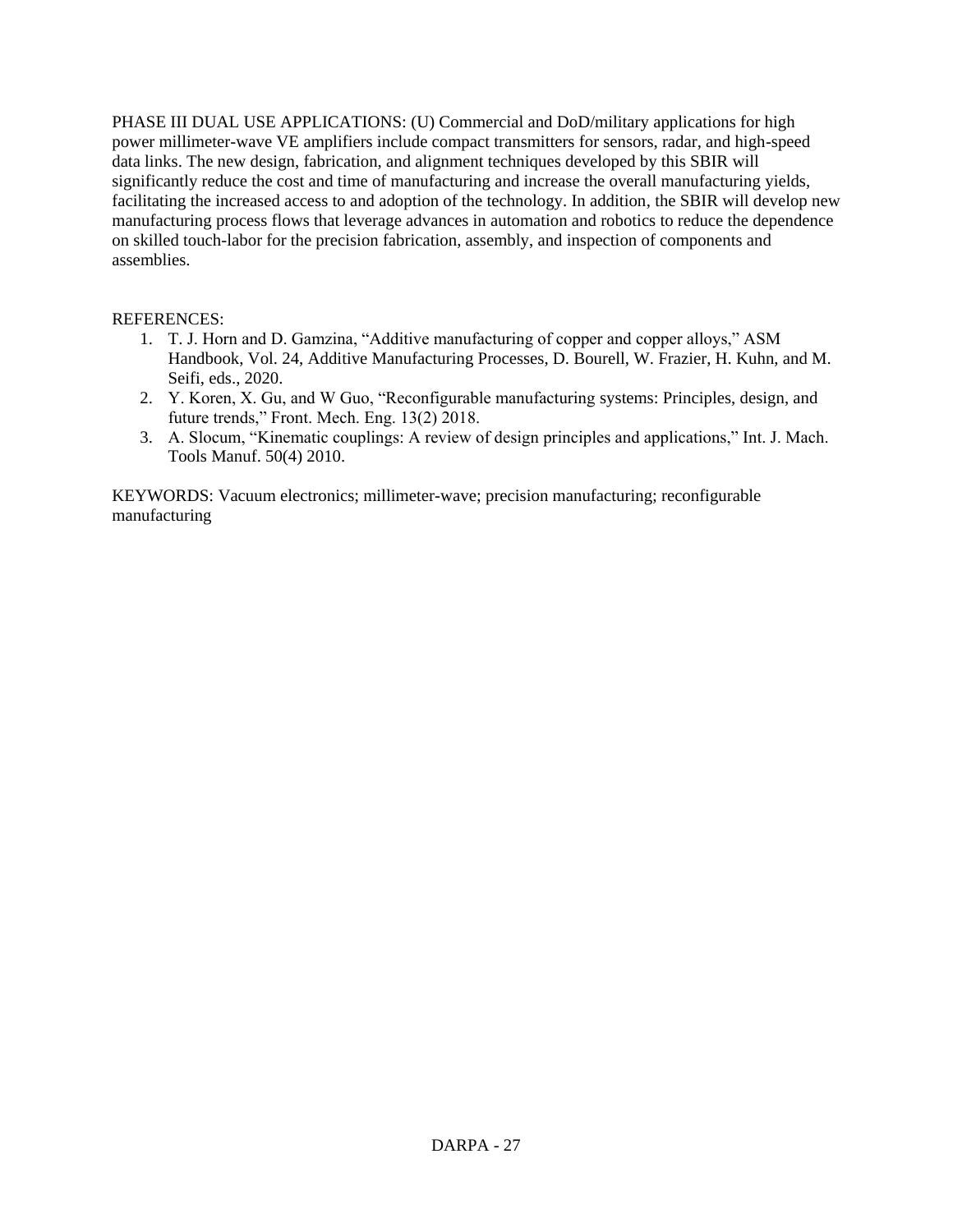PHASE III DUAL USE APPLICATIONS: (U) Commercial and DoD/military applications for high power millimeter-wave VE amplifiers include compact transmitters for sensors, radar, and high-speed data links. The new design, fabrication, and alignment techniques developed by this SBIR will significantly reduce the cost and time of manufacturing and increase the overall manufacturing yields, facilitating the increased access to and adoption of the technology. In addition, the SBIR will develop new manufacturing process flows that leverage advances in automation and robotics to reduce the dependence on skilled touch-labor for the precision fabrication, assembly, and inspection of components and assemblies.

REFERENCES:

1. T. J. Horn and D. Gamzina, "Additive manufacturing of copper and copper alloys," ASM Handbook, Vol. 24, Additive Manufacturing Processes, D. Bourell, W. Frazier, H. Kuhn, and M. Seifi, eds., 2020.
2. Y. Koren, X. Gu, and W Guo, "Reconfigurable manufacturing systems: Principles, design, and future trends," Front. Mech. Eng. 13(2) 2018.
3. A. Slocum, "Kinematic couplings: A review of design principles and applications," Int. J. Mach. Tools Manuf. 50(4) 2010.

KEYWORDS: Vacuum electronics; millimeter-wave; precision manufacturing; reconfigurable manufacturing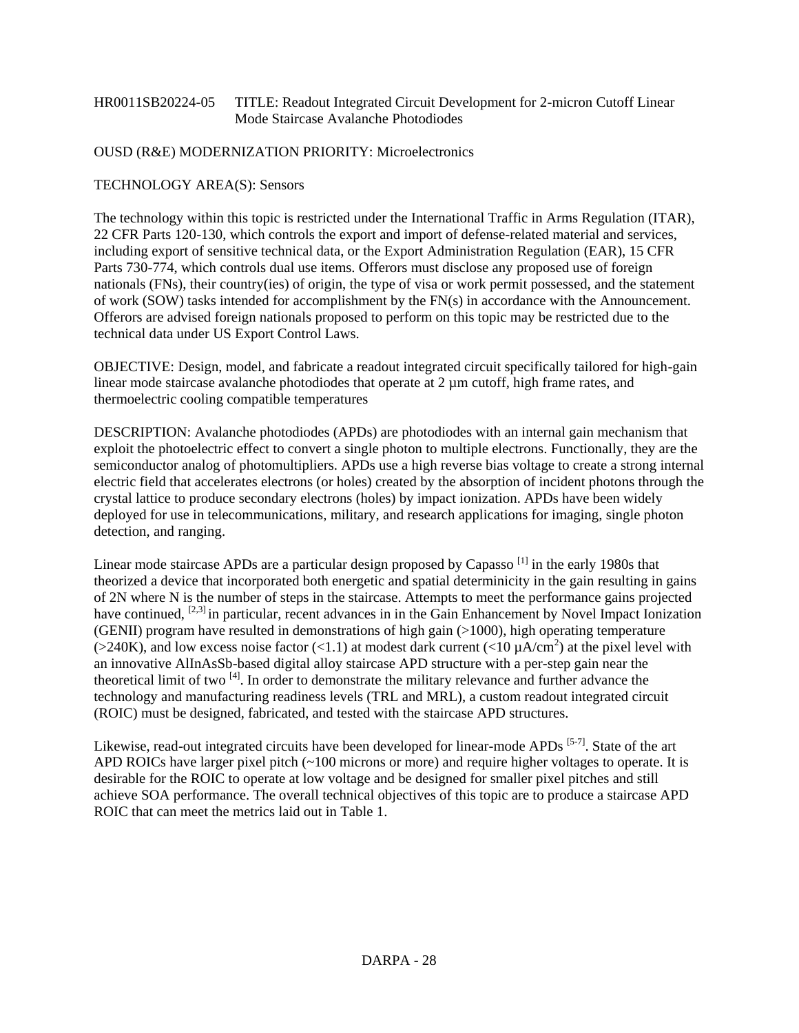HR0011SB20224-05 TITLE: Readout Integrated Circuit Development for 2-micron Cutoff Linear Mode Staircase Avalanche Photodiodes

OUSD (R&E) MODERNIZATION PRIORITY: Microelectronics

TECHNOLOGY AREA(S): Sensors

The technology within this topic is restricted under the International Traffic in Arms Regulation (ITAR), 22 CFR Parts 120-130, which controls the export and import of defense-related material and services, including export of sensitive technical data, or the Export Administration Regulation (EAR), 15 CFR Parts 730-774, which controls dual use items. Offerors must disclose any proposed use of foreign nationals (FNs), their country(ies) of origin, the type of visa or work permit possessed, and the statement of work (SOW) tasks intended for accomplishment by the FN(s) in accordance with the Announcement. Offerors are advised foreign nationals proposed to perform on this topic may be restricted due to the technical data under US Export Control Laws.

OBJECTIVE: Design, model, and fabricate a readout integrated circuit specifically tailored for high-gain linear mode staircase avalanche photodiodes that operate at 2 µm cutoff, high frame rates, and thermoelectric cooling compatible temperatures

DESCRIPTION: Avalanche photodiodes (APDs) are photodiodes with an internal gain mechanism that exploit the photoelectric effect to convert a single photon to multiple electrons. Functionally, they are the semiconductor analog of photomultipliers. APDs use a high reverse bias voltage to create a strong internal electric field that accelerates electrons (or holes) created by the absorption of incident photons through the crystal lattice to produce secondary electrons (holes) by impact ionization. APDs have been widely deployed for use in telecommunications, military, and research applications for imaging, single photon detection, and ranging.

Linear mode staircase APDs are a particular design proposed by Capasso [1] in the early 1980s that theorized a device that incorporated both energetic and spatial determinicity in the gain resulting in gains of 2N where N is the number of steps in the staircase. Attempts to meet the performance gains projected have continued, [2,3] in particular, recent advances in in the Gain Enhancement by Novel Impact Ionization (GENII) program have resulted in demonstrations of high gain (>1000), high operating temperature (>240K), and low excess noise factor (<1.1) at modest dark current (<10 µA/cm$^2$) at the pixel level with an innovative AlInAsSb-based digital alloy staircase APD structure with a per-step gain near the theoretical limit of two [4]. In order to demonstrate the military relevance and further advance the technology and manufacturing readiness levels (TRL and MRL), a custom readout integrated circuit (ROIC) must be designed, fabricated, and tested with the staircase APD structures.

Likewise, read-out integrated circuits have been developed for linear-mode APDs [5-7]. State of the art APD ROICs have larger pixel pitch (~100 microns or more) and require higher voltages to operate. It is desirable for the ROIC to operate at low voltage and be designed for smaller pixel pitches and still achieve SOA performance. The overall technical objectives of this topic are to produce a staircase APD ROIC that can meet the metrics laid out in Table 1.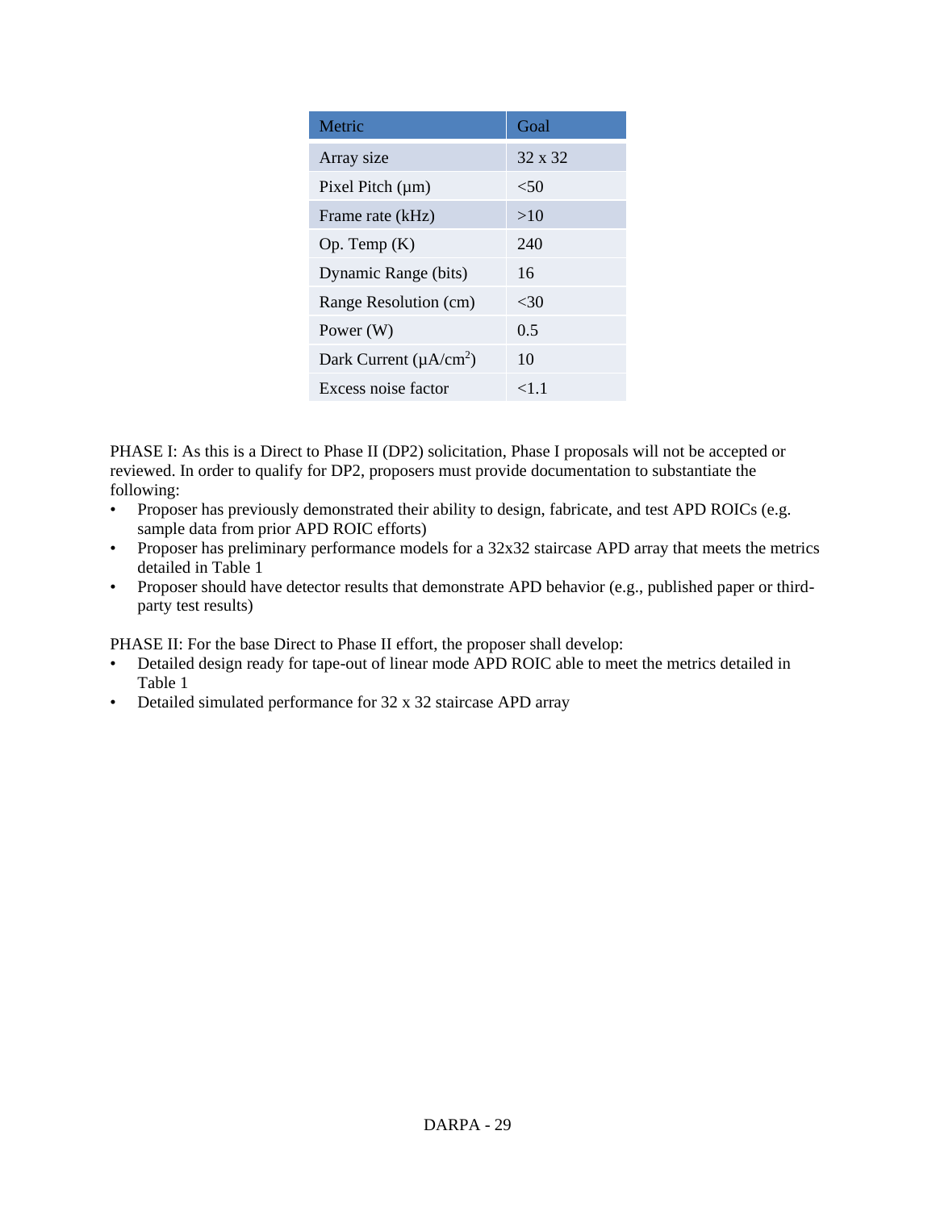| Metric | Goal |
| --- | --- |
| Array size | 32 x 32 |
| Pixel Pitch (µm) | <50 |
| Frame rate (kHz) | >10 |
| Op. Temp (K) | 240 |
| Dynamic Range (bits) | 16 |
| Range Resolution (cm) | <30 |
| Power (W) | 0.5 |
| Dark Current ($\mu A/cm^2$) | 10 |
| Excess noise factor | <1.1 |

PHASE I: As this is a Direct to Phase II (DP2) solicitation, Phase I proposals will not be accepted or reviewed. In order to qualify for DP2, proposers must provide documentation to substantiate the following:

- Proposer has previously demonstrated their ability to design, fabricate, and test APD ROICs (e.g. sample data from prior APD ROIC efforts)
- Proposer has preliminary performance models for a 32x32 staircase APD array that meets the metrics detailed in Table 1
- Proposer should have detector results that demonstrate APD behavior (e.g., published paper or third-party test results)

PHASE II: For the base Direct to Phase II effort, the proposer shall develop:

- Detailed design ready for tape-out of linear mode APD ROIC able to meet the metrics detailed in Table 1
- Detailed simulated performance for 32 x 32 staircase APD array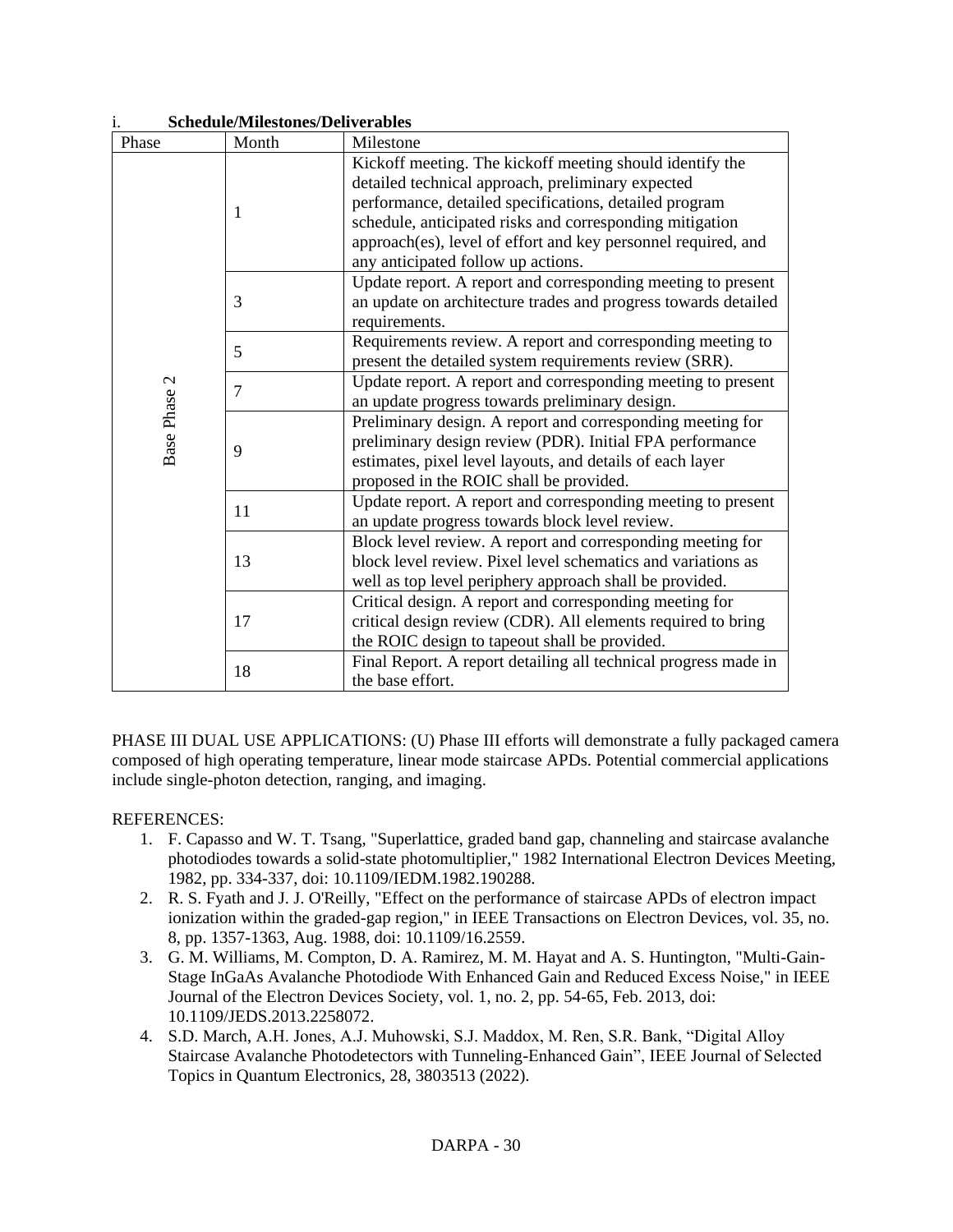i. **Schedule/Milestones/Deliverables**

| Phase | Month | Milestone |
|---|---|---|
| Base Phase 2 | 1 | Kickoff meeting. The kickoff meeting should identify the detailed technical approach, preliminary expected performance, detailed specifications, detailed program schedule, anticipated risks and corresponding mitigation approach(es), level of effort and key personnel required, and any anticipated follow up actions. |
| | 3 | Update report. A report and corresponding meeting to present an update on architecture trades and progress towards detailed requirements. |
| | 5 | Requirements review. A report and corresponding meeting to present the detailed system requirements review (SRR). |
| | 7 | Update report. A report and corresponding meeting to present an update progress towards preliminary design. |
| | 9 | Preliminary design. A report and corresponding meeting for preliminary design review (PDR). Initial FPA performance estimates, pixel level layouts, and details of each layer proposed in the ROIC shall be provided. |
| | 11 | Update report. A report and corresponding meeting to present an update progress towards block level review. |
| | 13 | Block level review. A report and corresponding meeting for block level review. Pixel level schematics and variations as well as top level periphery approach shall be provided. |
| | 17 | Critical design. A report and corresponding meeting for critical design review (CDR). All elements required to bring the ROIC design to tapeout shall be provided. |
| | 18 | Final Report. A report detailing all technical progress made in the base effort. |

PHASE III DUAL USE APPLICATIONS: (U) Phase III efforts will demonstrate a fully packaged camera composed of high operating temperature, linear mode staircase APDs. Potential commercial applications include single-photon detection, ranging, and imaging.

REFERENCES:

1. F. Capasso and W. T. Tsang, "Superlattice, graded band gap, channeling and staircase avalanche photodiodes towards a solid-state photomultiplier," 1982 International Electron Devices Meeting, 1982, pp. 334-337, doi: 10.1109/IEDM.1982.190288.
2. R. S. Fyath and J. J. O'Reilly, "Effect on the performance of staircase APDs of electron impact ionization within the graded-gap region," in IEEE Transactions on Electron Devices, vol. 35, no. 8, pp. 1357-1363, Aug. 1988, doi: 10.1109/16.2559.
3. G. M. Williams, M. Compton, D. A. Ramirez, M. M. Hayat and A. S. Huntington, "Multi-Gain-Stage InGaAs Avalanche Photodiode With Enhanced Gain and Reduced Excess Noise," in IEEE Journal of the Electron Devices Society, vol. 1, no. 2, pp. 54-65, Feb. 2013, doi: 10.1109/JEDS.2013.2258072.
4. S.D. March, A.H. Jones, A.J. Muhowski, S.J. Maddox, M. Ren, S.R. Bank, "Digital Alloy Staircase Avalanche Photodetectors with Tunneling-Enhanced Gain", IEEE Journal of Selected Topics in Quantum Electronics, 28, 3803513 (2022).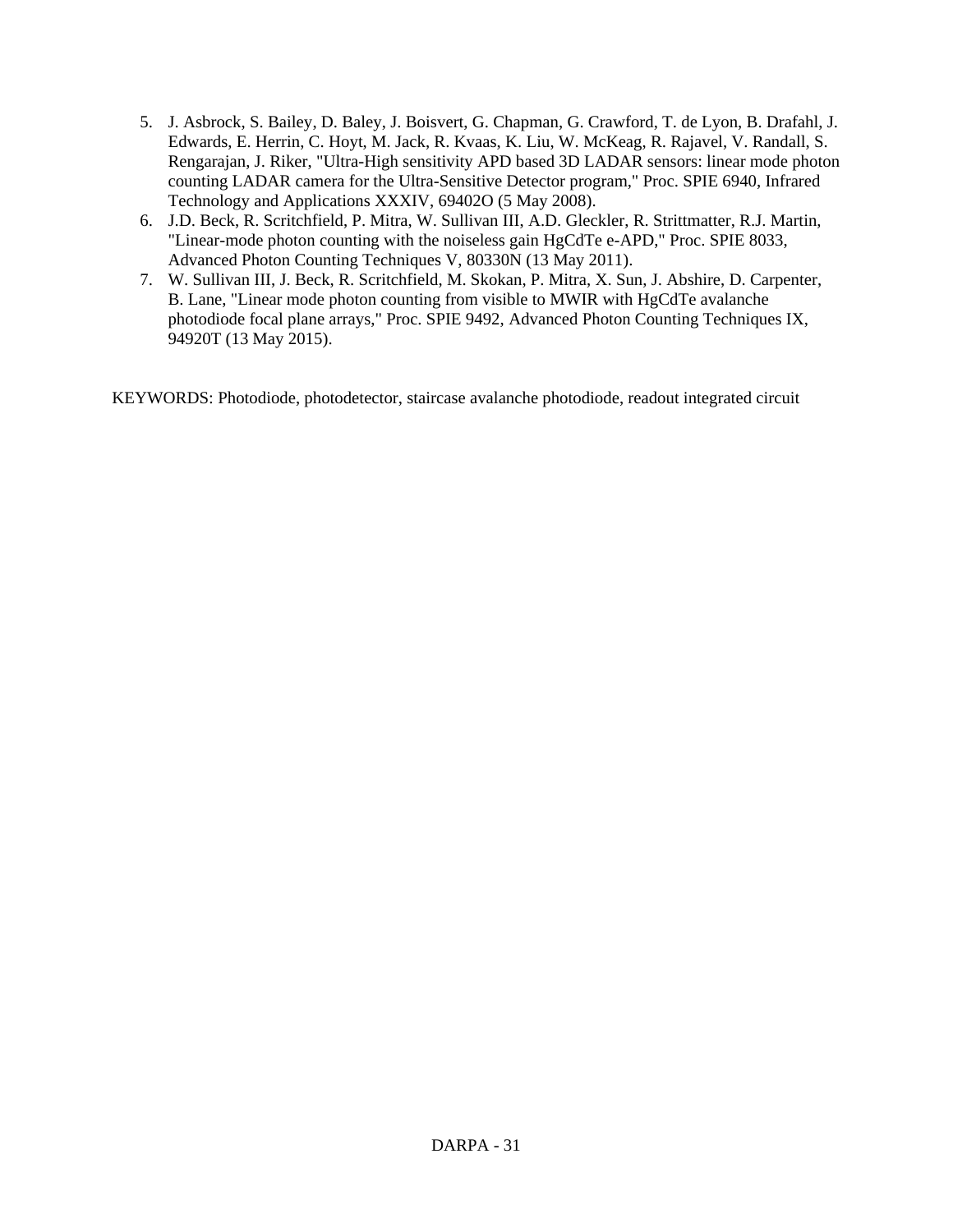5. J. Asbrock, S. Bailey, D. Baley, J. Boisvert, G. Chapman, G. Crawford, T. de Lyon, B. Drafahl, J. Edwards, E. Herrin, C. Hoyt, M. Jack, R. Kvaas, K. Liu, W. McKeag, R. Rajavel, V. Randall, S. Rengarajan, J. Riker, "Ultra-High sensitivity APD based 3D LADAR sensors: linear mode photon counting LADAR camera for the Ultra-Sensitive Detector program," Proc. SPIE 6940, Infrared Technology and Applications XXXIV, 69402O (5 May 2008).
6. J.D. Beck, R. Scritchfield, P. Mitra, W. Sullivan III, A.D. Gleckler, R. Strittmatter, R.J. Martin, "Linear-mode photon counting with the noiseless gain HgCdTe e-APD," Proc. SPIE 8033, Advanced Photon Counting Techniques V, 80330N (13 May 2011).
7. W. Sullivan III, J. Beck, R. Scritchfield, M. Skokan, P. Mitra, X. Sun, J. Abshire, D. Carpenter, B. Lane, "Linear mode photon counting from visible to MWIR with HgCdTe avalanche photodiode focal plane arrays," Proc. SPIE 9492, Advanced Photon Counting Techniques IX, 94920T (13 May 2015).

KEYWORDS: Photodiode, photodetector, staircase avalanche photodiode, readout integrated circuit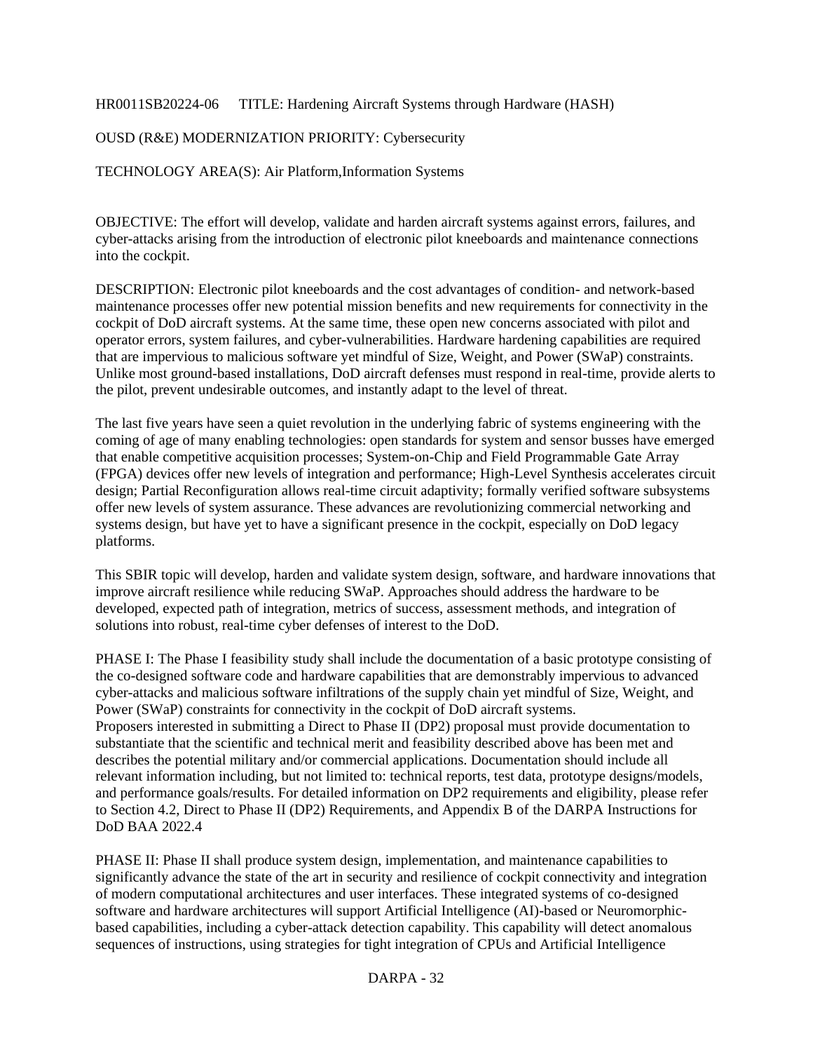HR0011SB20224-06 TITLE: Hardening Aircraft Systems through Hardware (HASH)

OUSD (R&E) MODERNIZATION PRIORITY: Cybersecurity

TECHNOLOGY AREA(S): Air Platform,Information Systems

OBJECTIVE: The effort will develop, validate and harden aircraft systems against errors, failures, and cyber-attacks arising from the introduction of electronic pilot kneeboards and maintenance connections into the cockpit.

DESCRIPTION: Electronic pilot kneeboards and the cost advantages of condition- and network-based maintenance processes offer new potential mission benefits and new requirements for connectivity in the cockpit of DoD aircraft systems. At the same time, these open new concerns associated with pilot and operator errors, system failures, and cyber-vulnerabilities. Hardware hardening capabilities are required that are impervious to malicious software yet mindful of Size, Weight, and Power (SWaP) constraints. Unlike most ground-based installations, DoD aircraft defenses must respond in real-time, provide alerts to the pilot, prevent undesirable outcomes, and instantly adapt to the level of threat.

The last five years have seen a quiet revolution in the underlying fabric of systems engineering with the coming of age of many enabling technologies: open standards for system and sensor busses have emerged that enable competitive acquisition processes; System-on-Chip and Field Programmable Gate Array (FPGA) devices offer new levels of integration and performance; High-Level Synthesis accelerates circuit design; Partial Reconfiguration allows real-time circuit adaptivity; formally verified software subsystems offer new levels of system assurance. These advances are revolutionizing commercial networking and systems design, but have yet to have a significant presence in the cockpit, especially on DoD legacy platforms.

This SBIR topic will develop, harden and validate system design, software, and hardware innovations that improve aircraft resilience while reducing SWaP. Approaches should address the hardware to be developed, expected path of integration, metrics of success, assessment methods, and integration of solutions into robust, real-time cyber defenses of interest to the DoD.

PHASE I: The Phase I feasibility study shall include the documentation of a basic prototype consisting of the co-designed software code and hardware capabilities that are demonstrably impervious to advanced cyber-attacks and malicious software infiltrations of the supply chain yet mindful of Size, Weight, and Power (SWaP) constraints for connectivity in the cockpit of DoD aircraft systems.
Proposers interested in submitting a Direct to Phase II (DP2) proposal must provide documentation to substantiate that the scientific and technical merit and feasibility described above has been met and describes the potential military and/or commercial applications. Documentation should include all relevant information including, but not limited to: technical reports, test data, prototype designs/models, and performance goals/results. For detailed information on DP2 requirements and eligibility, please refer to Section 4.2, Direct to Phase II (DP2) Requirements, and Appendix B of the DARPA Instructions for DoD BAA 2022.4

PHASE II: Phase II shall produce system design, implementation, and maintenance capabilities to significantly advance the state of the art in security and resilience of cockpit connectivity and integration of modern computational architectures and user interfaces. These integrated systems of co-designed software and hardware architectures will support Artificial Intelligence (AI)-based or Neuromorphic-based capabilities, including a cyber-attack detection capability. This capability will detect anomalous sequences of instructions, using strategies for tight integration of CPUs and Artificial Intelligence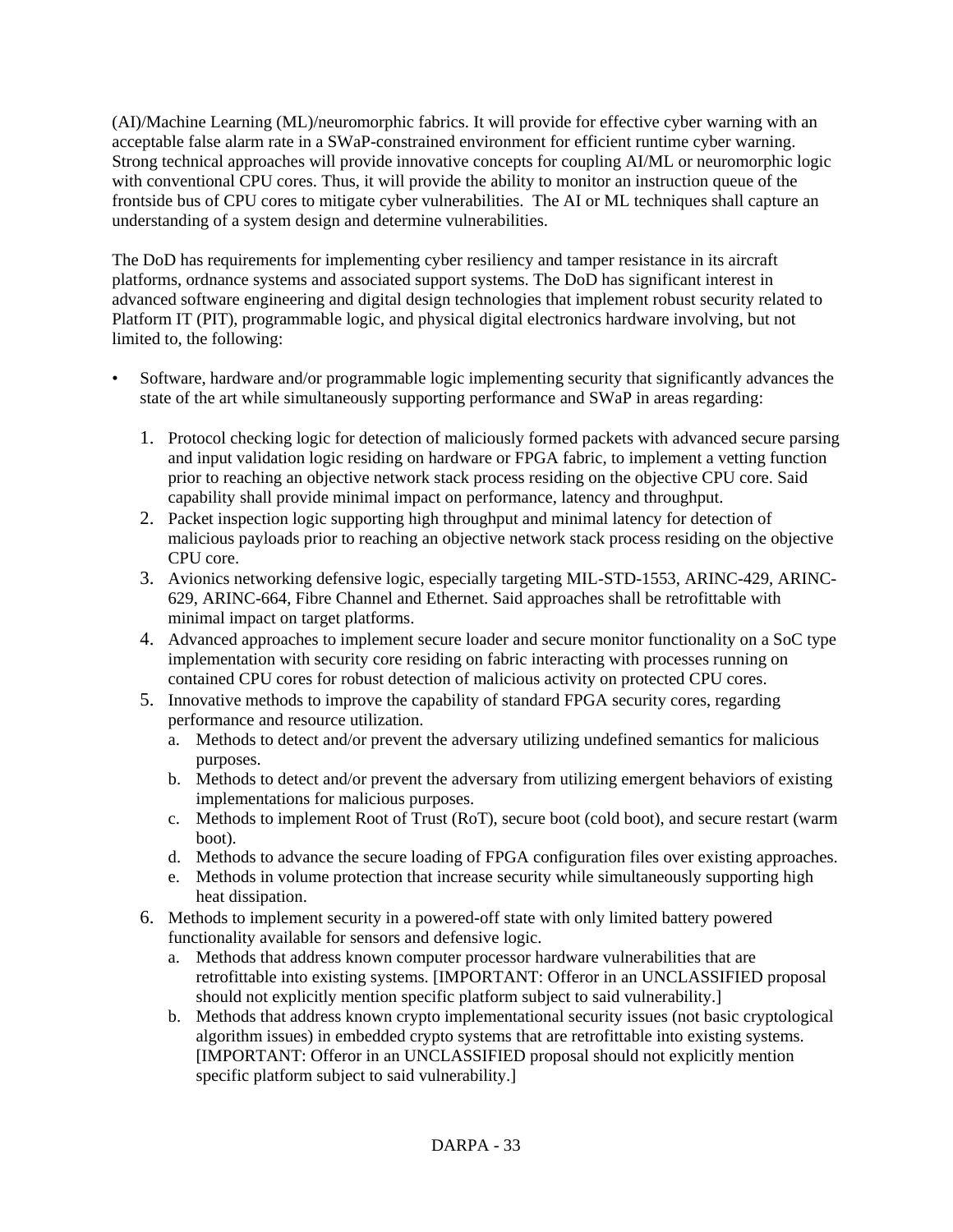(AI)/Machine Learning (ML)/neuromorphic fabrics. It will provide for effective cyber warning with an acceptable false alarm rate in a SWaP-constrained environment for efficient runtime cyber warning. Strong technical approaches will provide innovative concepts for coupling AI/ML or neuromorphic logic with conventional CPU cores. Thus, it will provide the ability to monitor an instruction queue of the frontside bus of CPU cores to mitigate cyber vulnerabilities. The AI or ML techniques shall capture an understanding of a system design and determine vulnerabilities.

The DoD has requirements for implementing cyber resiliency and tamper resistance in its aircraft platforms, ordnance systems and associated support systems. The DoD has significant interest in advanced software engineering and digital design technologies that implement robust security related to Platform IT (PIT), programmable logic, and physical digital electronics hardware involving, but not limited to, the following:

- Software, hardware and/or programmable logic implementing security that significantly advances the state of the art while simultaneously supporting performance and SWaP in areas regarding:
  1. Protocol checking logic for detection of maliciously formed packets with advanced secure parsing and input validation logic residing on hardware or FPGA fabric, to implement a vetting function prior to reaching an objective network stack process residing on the objective CPU core. Said capability shall provide minimal impact on performance, latency and throughput.
  2. Packet inspection logic supporting high throughput and minimal latency for detection of malicious payloads prior to reaching an objective network stack process residing on the objective CPU core.
  3. Avionics networking defensive logic, especially targeting MIL-STD-1553, ARINC-429, ARINC-629, ARINC-664, Fibre Channel and Ethernet. Said approaches shall be retrofittable with minimal impact on target platforms.
  4. Advanced approaches to implement secure loader and secure monitor functionality on a SoC type implementation with security core residing on fabric interacting with processes running on contained CPU cores for robust detection of malicious activity on protected CPU cores.
  5. Innovative methods to improve the capability of standard FPGA security cores, regarding performance and resource utilization.
     a. Methods to detect and/or prevent the adversary utilizing undefined semantics for malicious purposes.
     b. Methods to detect and/or prevent the adversary from utilizing emergent behaviors of existing implementations for malicious purposes.
     c. Methods to implement Root of Trust (RoT), secure boot (cold boot), and secure restart (warm boot).
     d. Methods to advance the secure loading of FPGA configuration files over existing approaches.
     e. Methods in volume protection that increase security while simultaneously supporting high heat dissipation.
  6. Methods to implement security in a powered-off state with only limited battery powered functionality available for sensors and defensive logic.
     a. Methods that address known computer processor hardware vulnerabilities that are retrofittable into existing systems. [IMPORTANT: Offeror in an UNCLASSIFIED proposal should not explicitly mention specific platform subject to said vulnerability.]
     b. Methods that address known crypto implementational security issues (not basic cryptological algorithm issues) in embedded crypto systems that are retrofittable into existing systems. [IMPORTANT: Offeror in an UNCLASSIFIED proposal should not explicitly mention specific platform subject to said vulnerability.]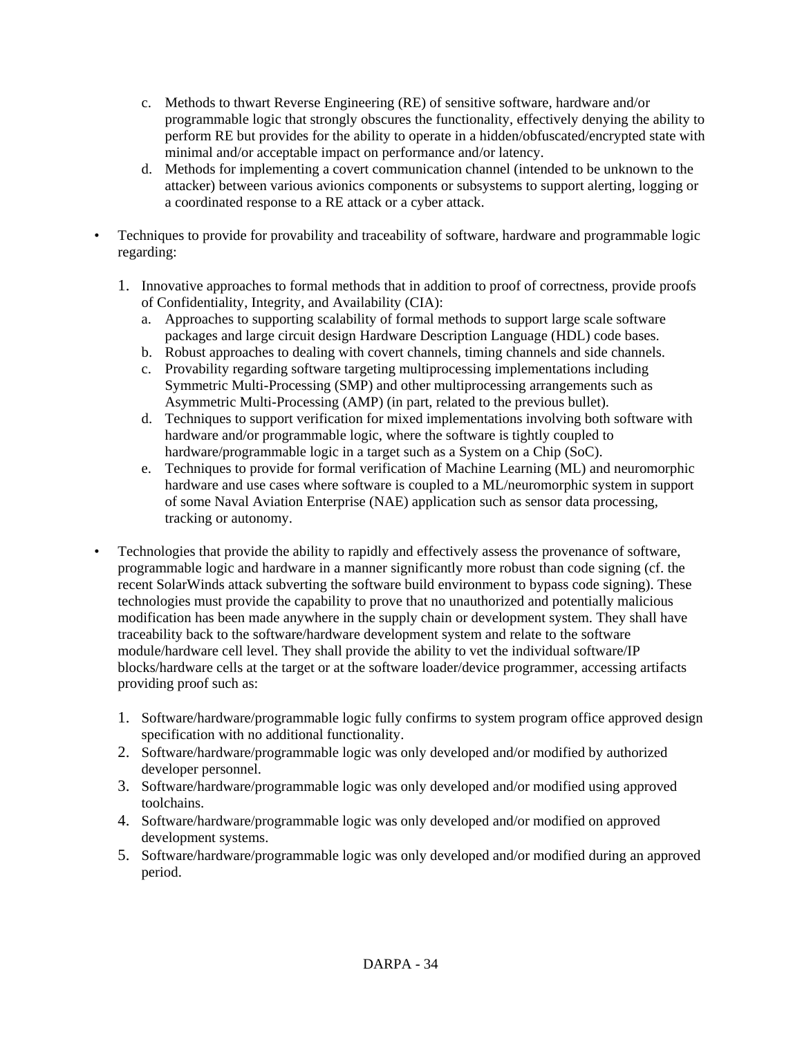c. Methods to thwart Reverse Engineering (RE) of sensitive software, hardware and/or programmable logic that strongly obscures the functionality, effectively denying the ability to perform RE but provides for the ability to operate in a hidden/obfuscated/encrypted state with minimal and/or acceptable impact on performance and/or latency.
   d. Methods for implementing a covert communication channel (intended to be unknown to the attacker) between various avionics components or subsystems to support alerting, logging or a coordinated response to a RE attack or a cyber attack.

- Techniques to provide for provability and traceability of software, hardware and programmable logic regarding:

   1. Innovative approaches to formal methods that in addition to proof of correctness, provide proofs of Confidentiality, Integrity, and Availability (CIA):
      a. Approaches to supporting scalability of formal methods to support large scale software packages and large circuit design Hardware Description Language (HDL) code bases.
      b. Robust approaches to dealing with covert channels, timing channels and side channels.
      c. Provability regarding software targeting multiprocessing implementations including Symmetric Multi-Processing (SMP) and other multiprocessing arrangements such as Asymmetric Multi-Processing (AMP) (in part, related to the previous bullet).
      d. Techniques to support verification for mixed implementations involving both software with hardware and/or programmable logic, where the software is tightly coupled to hardware/programmable logic in a target such as a System on a Chip (SoC).
      e. Techniques to provide for formal verification of Machine Learning (ML) and neuromorphic hardware and use cases where software is coupled to a ML/neuromorphic system in support of some Naval Aviation Enterprise (NAE) application such as sensor data processing, tracking or autonomy.

- Technologies that provide the ability to rapidly and effectively assess the provenance of software, programmable logic and hardware in a manner significantly more robust than code signing (cf. the recent SolarWinds attack subverting the software build environment to bypass code signing). These technologies must provide the capability to prove that no unauthorized and potentially malicious modification has been made anywhere in the supply chain or development system. They shall have traceability back to the software/hardware development system and relate to the software module/hardware cell level. They shall provide the ability to vet the individual software/IP blocks/hardware cells at the target or at the software loader/device programmer, accessing artifacts providing proof such as:

   1. Software/hardware/programmable logic fully confirms to system program office approved design specification with no additional functionality.
   2. Software/hardware/programmable logic was only developed and/or modified by authorized developer personnel.
   3. Software/hardware/programmable logic was only developed and/or modified using approved toolchains.
   4. Software/hardware/programmable logic was only developed and/or modified on approved development systems.
   5. Software/hardware/programmable logic was only developed and/or modified during an approved period.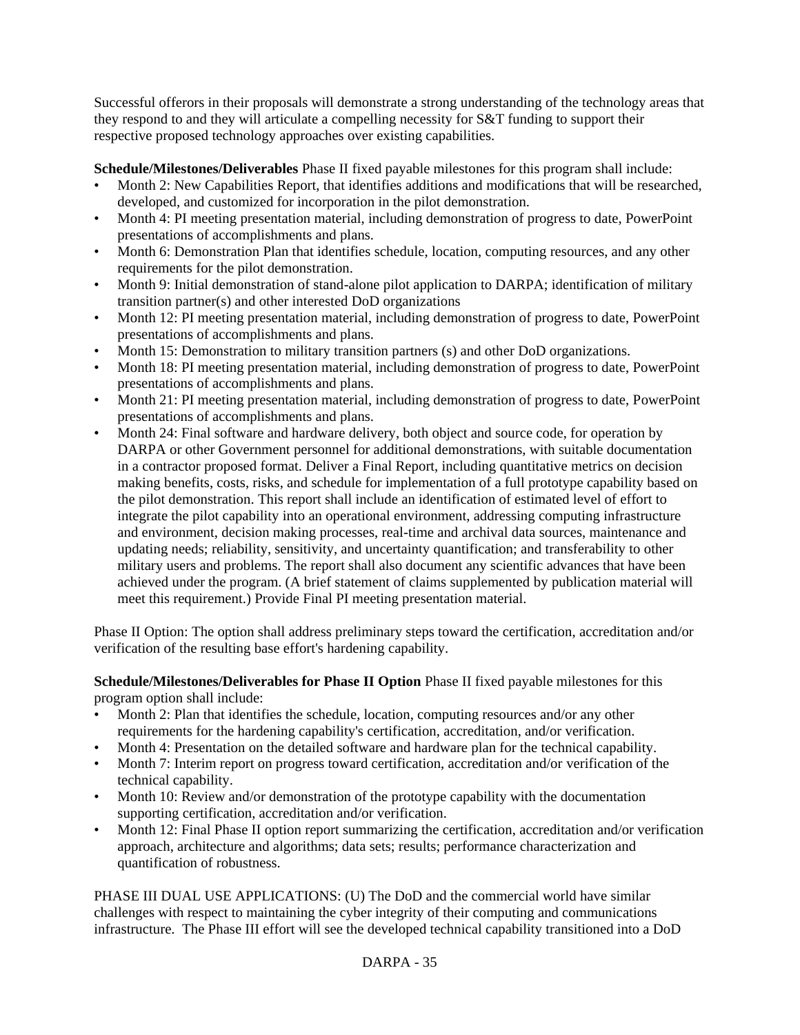Successful offerors in their proposals will demonstrate a strong understanding of the technology areas that they respond to and they will articulate a compelling necessity for S&T funding to support their respective proposed technology approaches over existing capabilities.

**Schedule/Milestones/Deliverables** Phase II fixed payable milestones for this program shall include:

- Month 2: New Capabilities Report, that identifies additions and modifications that will be researched, developed, and customized for incorporation in the pilot demonstration.
- Month 4: PI meeting presentation material, including demonstration of progress to date, PowerPoint presentations of accomplishments and plans.
- Month 6: Demonstration Plan that identifies schedule, location, computing resources, and any other requirements for the pilot demonstration.
- Month 9: Initial demonstration of stand-alone pilot application to DARPA; identification of military transition partner(s) and other interested DoD organizations
- Month 12: PI meeting presentation material, including demonstration of progress to date, PowerPoint presentations of accomplishments and plans.
- Month 15: Demonstration to military transition partners (s) and other DoD organizations.
- Month 18: PI meeting presentation material, including demonstration of progress to date, PowerPoint presentations of accomplishments and plans.
- Month 21: PI meeting presentation material, including demonstration of progress to date, PowerPoint presentations of accomplishments and plans.
- Month 24: Final software and hardware delivery, both object and source code, for operation by DARPA or other Government personnel for additional demonstrations, with suitable documentation in a contractor proposed format. Deliver a Final Report, including quantitative metrics on decision making benefits, costs, risks, and schedule for implementation of a full prototype capability based on the pilot demonstration. This report shall include an identification of estimated level of effort to integrate the pilot capability into an operational environment, addressing computing infrastructure and environment, decision making processes, real-time and archival data sources, maintenance and updating needs; reliability, sensitivity, and uncertainty quantification; and transferability to other military users and problems. The report shall also document any scientific advances that have been achieved under the program. (A brief statement of claims supplemented by publication material will meet this requirement.) Provide Final PI meeting presentation material.

Phase II Option: The option shall address preliminary steps toward the certification, accreditation and/or verification of the resulting base effort's hardening capability.

**Schedule/Milestones/Deliverables for Phase II Option** Phase II fixed payable milestones for this program option shall include:

- Month 2: Plan that identifies the schedule, location, computing resources and/or any other requirements for the hardening capability's certification, accreditation, and/or verification.
- Month 4: Presentation on the detailed software and hardware plan for the technical capability.
- Month 7: Interim report on progress toward certification, accreditation and/or verification of the technical capability.
- Month 10: Review and/or demonstration of the prototype capability with the documentation supporting certification, accreditation and/or verification.
- Month 12: Final Phase II option report summarizing the certification, accreditation and/or verification approach, architecture and algorithms; data sets; results; performance characterization and quantification of robustness.

PHASE III DUAL USE APPLICATIONS: (U) The DoD and the commercial world have similar challenges with respect to maintaining the cyber integrity of their computing and communications infrastructure. The Phase III effort will see the developed technical capability transitioned into a DoD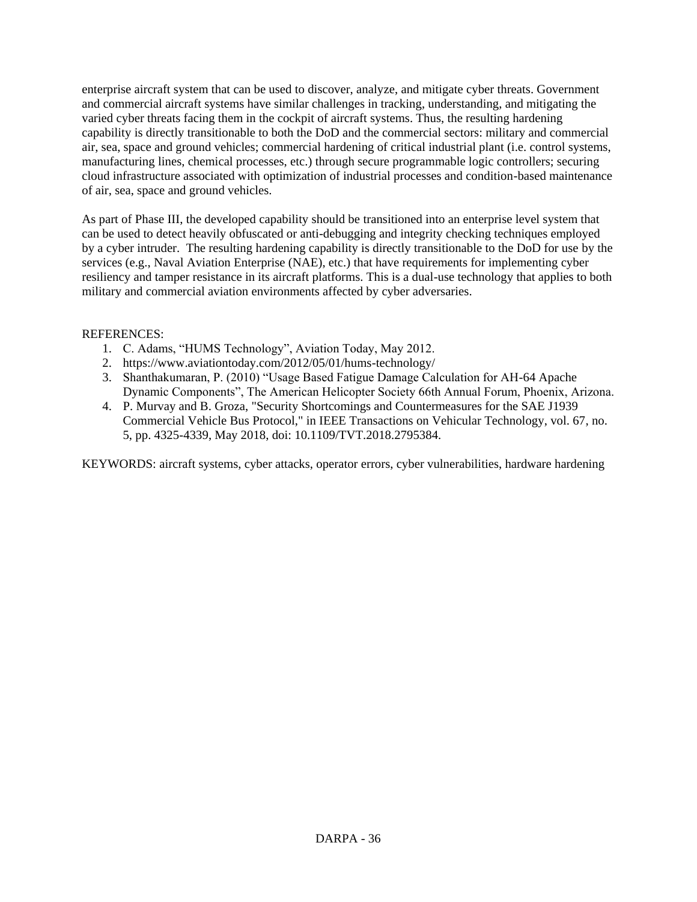enterprise aircraft system that can be used to discover, analyze, and mitigate cyber threats. Government and commercial aircraft systems have similar challenges in tracking, understanding, and mitigating the varied cyber threats facing them in the cockpit of aircraft systems. Thus, the resulting hardening capability is directly transitionable to both the DoD and the commercial sectors: military and commercial air, sea, space and ground vehicles; commercial hardening of critical industrial plant (i.e. control systems, manufacturing lines, chemical processes, etc.) through secure programmable logic controllers; securing cloud infrastructure associated with optimization of industrial processes and condition-based maintenance of air, sea, space and ground vehicles.

As part of Phase III, the developed capability should be transitioned into an enterprise level system that can be used to detect heavily obfuscated or anti-debugging and integrity checking techniques employed by a cyber intruder. The resulting hardening capability is directly transitionable to the DoD for use by the services (e.g., Naval Aviation Enterprise (NAE), etc.) that have requirements for implementing cyber resiliency and tamper resistance in its aircraft platforms. This is a dual-use technology that applies to both military and commercial aviation environments affected by cyber adversaries.

REFERENCES:

1. C. Adams, "HUMS Technology", Aviation Today, May 2012.
2. https://www.aviationtoday.com/2012/05/01/hums-technology/
3. Shanthakumaran, P. (2010) "Usage Based Fatigue Damage Calculation for AH-64 Apache Dynamic Components", The American Helicopter Society 66th Annual Forum, Phoenix, Arizona.
4. P. Murvay and B. Groza, "Security Shortcomings and Countermeasures for the SAE J1939 Commercial Vehicle Bus Protocol," in IEEE Transactions on Vehicular Technology, vol. 67, no. 5, pp. 4325-4339, May 2018, doi: 10.1109/TVT.2018.2795384.

KEYWORDS: aircraft systems, cyber attacks, operator errors, cyber vulnerabilities, hardware hardening